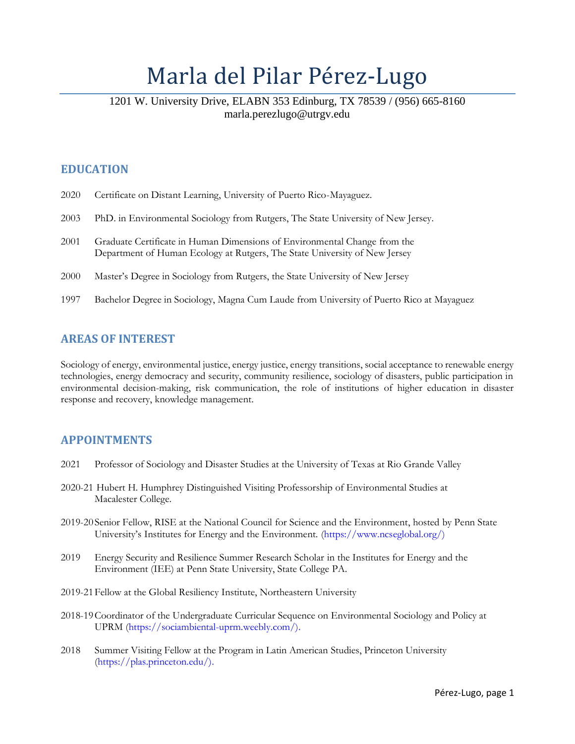# Marla del Pilar Pérez-Lugo

1201 W. University Drive, ELABN 353 Edinburg, TX 78539 / (956) 665-8160
marla.perezlugo@utrgv.edu

## EDUCATION

2020 Certificate on Distant Learning, University of Puerto Rico-Mayaguez.

2003 PhD. in Environmental Sociology from Rutgers, The State University of New Jersey.

2001 Graduate Certificate in Human Dimensions of Environmental Change from the Department of Human Ecology at Rutgers, The State University of New Jersey

2000 Master's Degree in Sociology from Rutgers, the State University of New Jersey

1997 Bachelor Degree in Sociology, Magna Cum Laude from University of Puerto Rico at Mayaguez

## AREAS OF INTEREST

Sociology of energy, environmental justice, energy justice, energy transitions, social acceptance to renewable energy technologies, energy democracy and security, community resilience, sociology of disasters, public participation in environmental decision-making, risk communication, the role of institutions of higher education in disaster response and recovery, knowledge management.

## APPOINTMENTS

2021 Professor of Sociology and Disaster Studies at the University of Texas at Rio Grande Valley

2020-21 Hubert H. Humphrey Distinguished Visiting Professorship of Environmental Studies at Macalester College.

2019-20 Senior Fellow, RISE at the National Council for Science and the Environment, hosted by Penn State University's Institutes for Energy and the Environment. (https://www.ncseglobal.org/)

2019 Energy Security and Resilience Summer Research Scholar in the Institutes for Energy and the Environment (IEE) at Penn State University, State College PA.

2019-21 Fellow at the Global Resiliency Institute, Northeastern University

2018-19 Coordinator of the Undergraduate Curricular Sequence on Environmental Sociology and Policy at UPRM (https://sociambiental-uprm.weebly.com/).

2018 Summer Visiting Fellow at the Program in Latin American Studies, Princeton University (https://plas.princeton.edu/).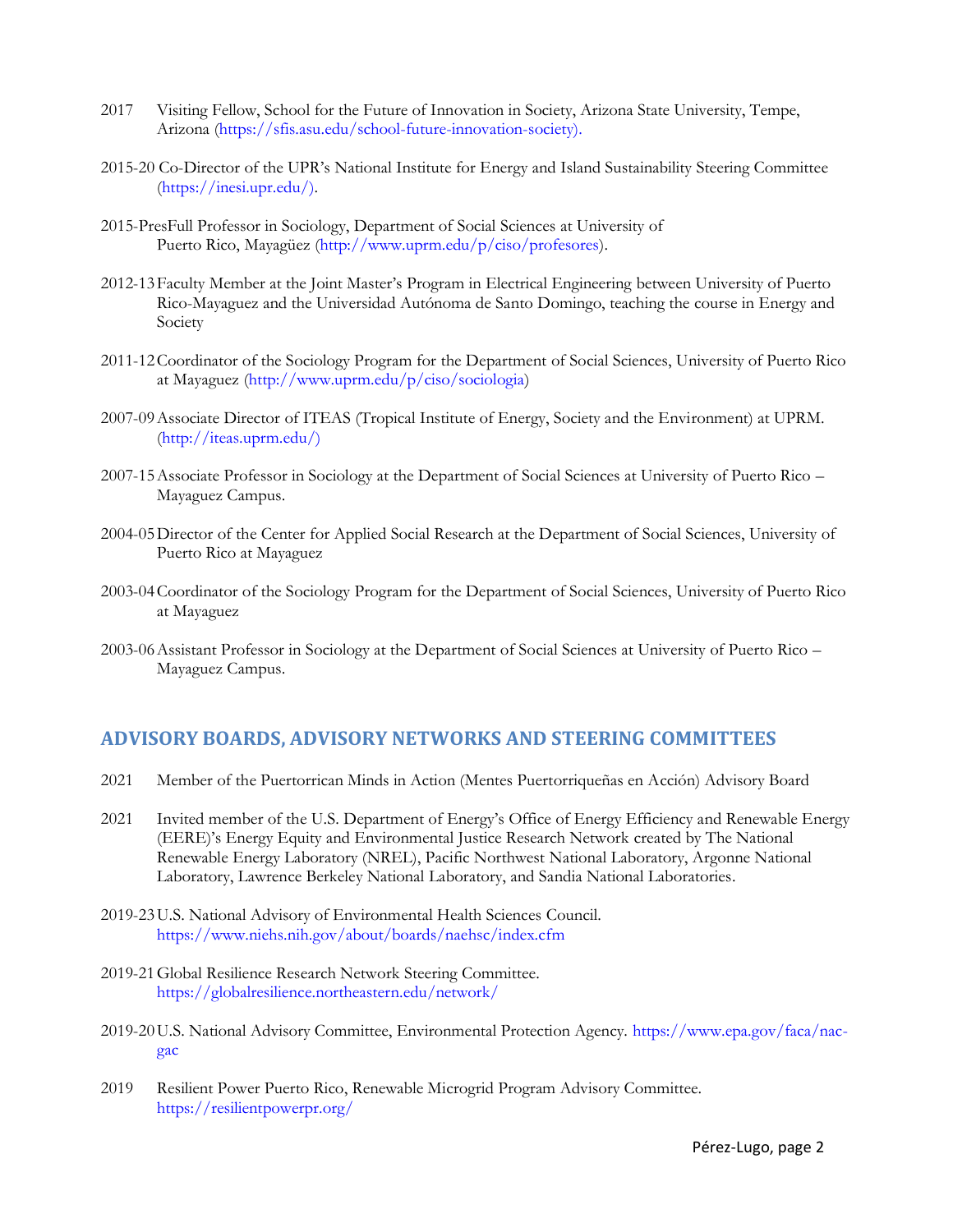2017 Visiting Fellow, School for the Future of Innovation in Society, Arizona State University, Tempe, Arizona (https://sfis.asu.edu/school-future-innovation-society).

2015-20 Co-Director of the UPR's National Institute for Energy and Island Sustainability Steering Committee (https://inesi.upr.edu/).

2015-Pres Full Professor in Sociology, Department of Social Sciences at University of Puerto Rico, Mayagüez (http://www.uprm.edu/p/ciso/profesores).

2012-13 Faculty Member at the Joint Master's Program in Electrical Engineering between University of Puerto Rico-Mayaguez and the Universidad Autónoma de Santo Domingo, teaching the course in Energy and Society

2011-12 Coordinator of the Sociology Program for the Department of Social Sciences, University of Puerto Rico at Mayaguez (http://www.uprm.edu/p/ciso/sociologia)

2007-09 Associate Director of ITEAS (Tropical Institute of Energy, Society and the Environment) at UPRM. (http://iteas.uprm.edu/)

2007-15 Associate Professor in Sociology at the Department of Social Sciences at University of Puerto Rico – Mayaguez Campus.

2004-05 Director of the Center for Applied Social Research at the Department of Social Sciences, University of Puerto Rico at Mayaguez

2003-04 Coordinator of the Sociology Program for the Department of Social Sciences, University of Puerto Rico at Mayaguez

2003-06 Assistant Professor in Sociology at the Department of Social Sciences at University of Puerto Rico – Mayaguez Campus.

## ADVISORY BOARDS, ADVISORY NETWORKS AND STEERING COMMITTEES

2021 Member of the Puertorrican Minds in Action (Mentes Puertorriqueñas en Acción) Advisory Board

2021 Invited member of the U.S. Department of Energy's Office of Energy Efficiency and Renewable Energy (EERE)'s Energy Equity and Environmental Justice Research Network created by The National Renewable Energy Laboratory (NREL), Pacific Northwest National Laboratory, Argonne National Laboratory, Lawrence Berkeley National Laboratory, and Sandia National Laboratories.

2019-23 U.S. National Advisory of Environmental Health Sciences Council. https://www.niehs.nih.gov/about/boards/naehsc/index.cfm

2019-21 Global Resilience Research Network Steering Committee. https://globalresilience.northeastern.edu/network/

2019-20 U.S. National Advisory Committee, Environmental Protection Agency. https://www.epa.gov/faca/nac-gac

2019 Resilient Power Puerto Rico, Renewable Microgrid Program Advisory Committee. https://resilientpowerpr.org/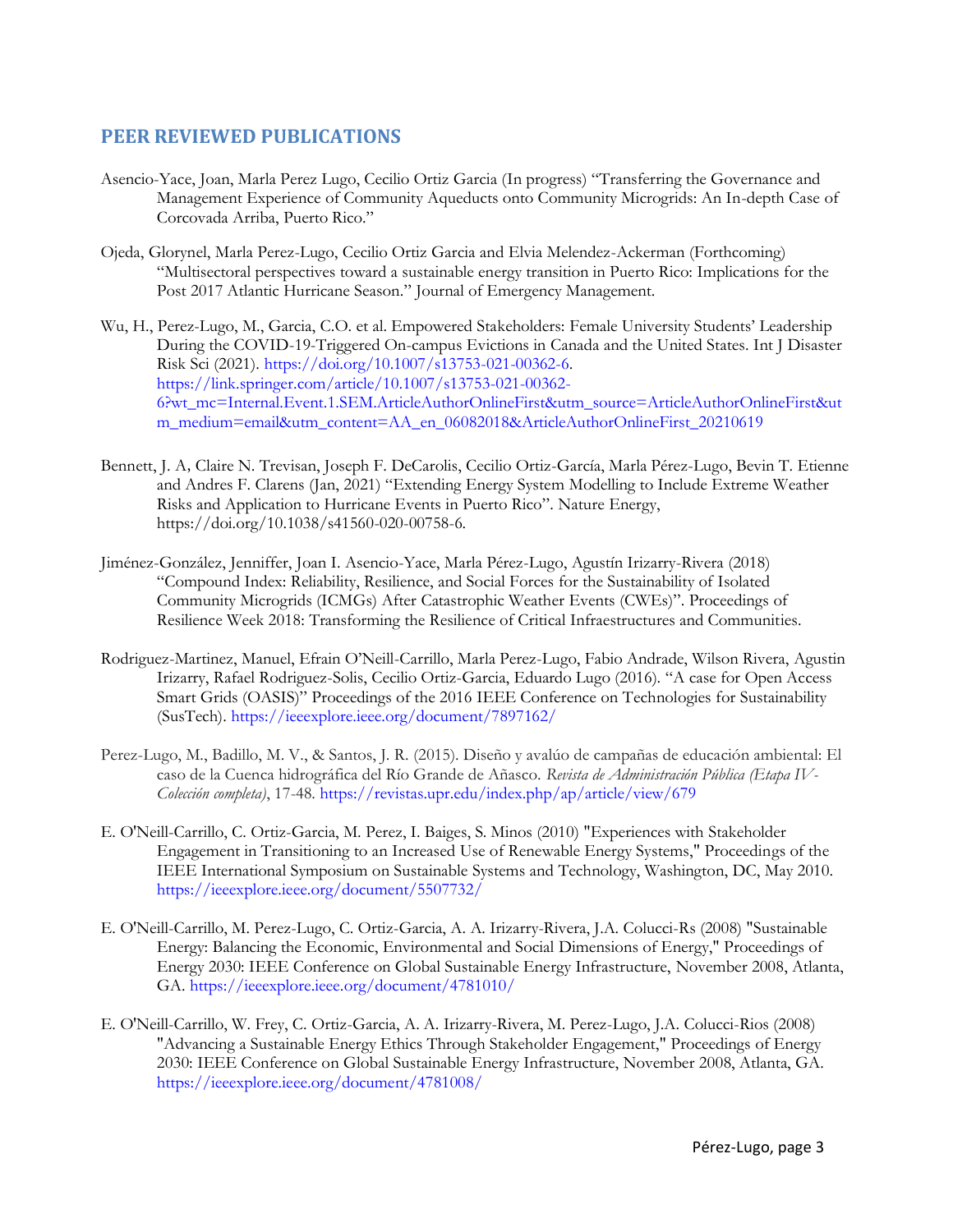## PEER REVIEWED PUBLICATIONS

Asencio-Yace, Joan, Marla Perez Lugo, Cecilio Ortiz Garcia (In progress) "Transferring the Governance and Management Experience of Community Aqueducts onto Community Microgrids: An In-depth Case of Corcovada Arriba, Puerto Rico."

Ojeda, Glorynel, Marla Perez-Lugo, Cecilio Ortiz Garcia and Elvia Melendez-Ackerman (Forthcoming) "Multisectoral perspectives toward a sustainable energy transition in Puerto Rico: Implications for the Post 2017 Atlantic Hurricane Season." Journal of Emergency Management.

Wu, H., Perez-Lugo, M., Garcia, C.O. et al. Empowered Stakeholders: Female University Students' Leadership During the COVID-19-Triggered On-campus Evictions in Canada and the United States. Int J Disaster Risk Sci (2021). https://doi.org/10.1007/s13753-021-00362-6. https://link.springer.com/article/10.1007/s13753-021-00362-6?wt_mc=Internal.Event.1.SEM.ArticleAuthorOnlineFirst&utm_source=ArticleAuthorOnlineFirst&utm_medium=email&utm_content=AA_en_06082018&ArticleAuthorOnlineFirst_20210619

Bennett, J. A, Claire N. Trevisan, Joseph F. DeCarolis, Cecilio Ortiz-García, Marla Pérez-Lugo, Bevin T. Etienne and Andres F. Clarens (Jan, 2021) "Extending Energy System Modelling to Include Extreme Weather Risks and Application to Hurricane Events in Puerto Rico". Nature Energy, https://doi.org/10.1038/s41560-020-00758-6.

Jiménez-González, Jenniffer, Joan I. Asencio-Yace, Marla Pérez-Lugo, Agustín Irizarry-Rivera (2018) "Compound Index: Reliability, Resilience, and Social Forces for the Sustainability of Isolated Community Microgrids (ICMGs) After Catastrophic Weather Events (CWEs)". Proceedings of Resilience Week 2018: Transforming the Resilience of Critical Infraestructures and Communities.

Rodriguez-Martinez, Manuel, Efrain O'Neill-Carrillo, Marla Perez-Lugo, Fabio Andrade, Wilson Rivera, Agustin Irizarry, Rafael Rodriguez-Solis, Cecilio Ortiz-Garcia, Eduardo Lugo (2016). "A case for Open Access Smart Grids (OASIS)" Proceedings of the 2016 IEEE Conference on Technologies for Sustainability (SusTech). https://ieeexplore.ieee.org/document/7897162/

Perez-Lugo, M., Badillo, M. V., & Santos, J. R. (2015). Diseño y avalúo de campañas de educación ambiental: El caso de la Cuenca hidrográfica del Río Grande de Añasco. *Revista de Administración Pública (Etapa IV-Colección completa)*, 17-48. https://revistas.upr.edu/index.php/ap/article/view/679

E. O'Neill-Carrillo, C. Ortiz-Garcia, M. Perez, I. Baiges, S. Minos (2010) "Experiences with Stakeholder Engagement in Transitioning to an Increased Use of Renewable Energy Systems," Proceedings of the IEEE International Symposium on Sustainable Systems and Technology, Washington, DC, May 2010. https://ieeexplore.ieee.org/document/5507732/

E. O'Neill-Carrillo, M. Perez-Lugo, C. Ortiz-Garcia, A. A. Irizarry-Rivera, J.A. Colucci-Rs (2008) "Sustainable Energy: Balancing the Economic, Environmental and Social Dimensions of Energy," Proceedings of Energy 2030: IEEE Conference on Global Sustainable Energy Infrastructure, November 2008, Atlanta, GA. https://ieeexplore.ieee.org/document/4781010/

E. O'Neill-Carrillo, W. Frey, C. Ortiz-Garcia, A. A. Irizarry-Rivera, M. Perez-Lugo, J.A. Colucci-Rios (2008) "Advancing a Sustainable Energy Ethics Through Stakeholder Engagement," Proceedings of Energy 2030: IEEE Conference on Global Sustainable Energy Infrastructure, November 2008, Atlanta, GA. https://ieeexplore.ieee.org/document/4781008/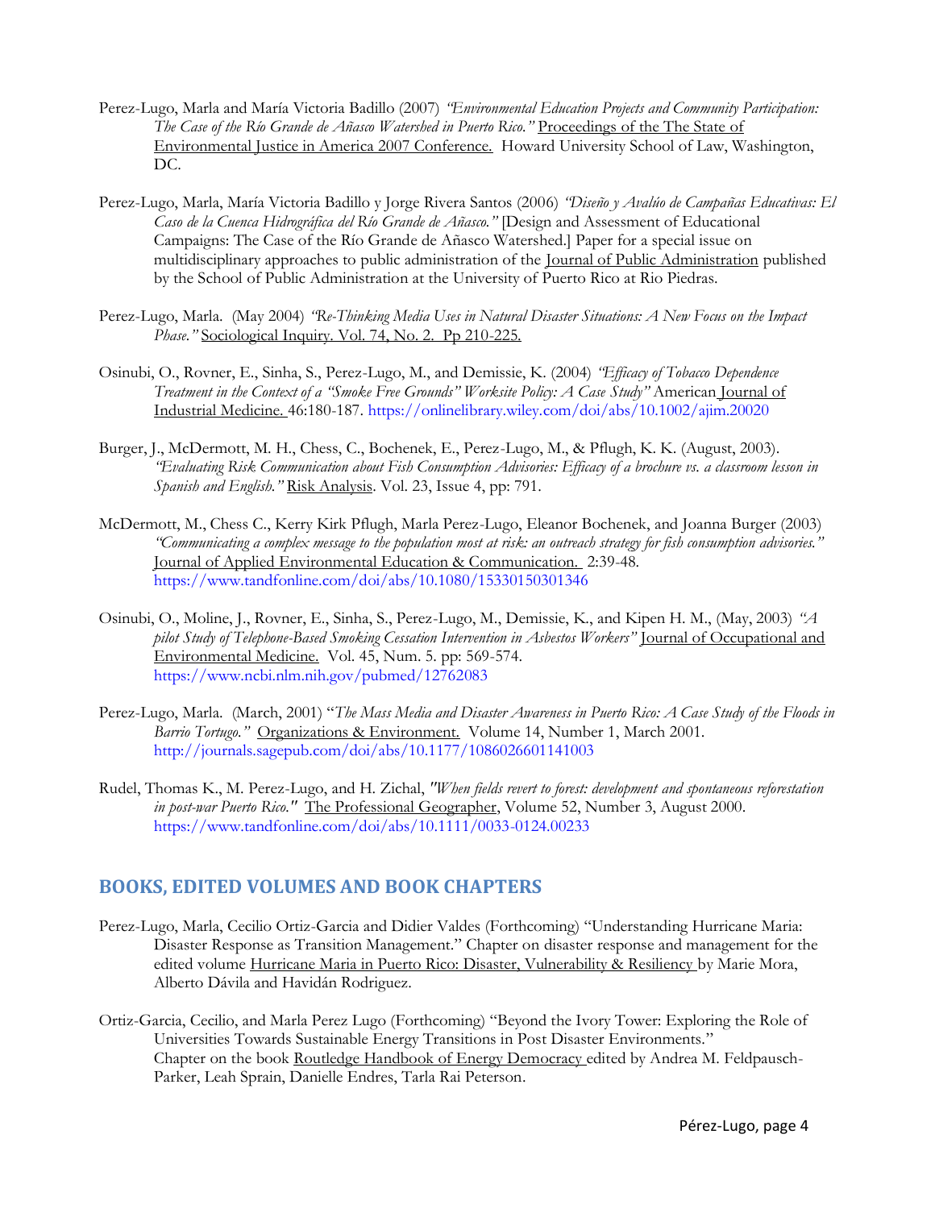Perez-Lugo, Marla and María Victoria Badillo (2007) *"Environmental Education Projects and Community Participation: The Case of the Río Grande de Añasco Watershed in Puerto Rico."* Proceedings of the The State of Environmental Justice in America 2007 Conference. Howard University School of Law, Washington, DC.

Perez-Lugo, Marla, María Victoria Badillo y Jorge Rivera Santos (2006) *"Diseño y Avalúo de Campañas Educativas: El Caso de la Cuenca Hidrográfica del Río Grande de Añasco."* [Design and Assessment of Educational Campaigns: The Case of the Río Grande de Añasco Watershed.] Paper for a special issue on multidisciplinary approaches to public administration of the Journal of Public Administration published by the School of Public Administration at the University of Puerto Rico at Rio Piedras.

Perez-Lugo, Marla. (May 2004) *"Re-Thinking Media Uses in Natural Disaster Situations: A New Focus on the Impact Phase."* Sociological Inquiry. Vol. 74, No. 2. Pp 210-225.

Osinubi, O., Rovner, E., Sinha, S., Perez-Lugo, M., and Demissie, K. (2004) *"Efficacy of Tobacco Dependence Treatment in the Context of a "Smoke Free Grounds" Worksite Policy: A Case Study"* American Journal of Industrial Medicine. 46:180-187. https://onlinelibrary.wiley.com/doi/abs/10.1002/ajim.20020

Burger, J., McDermott, M. H., Chess, C., Bochenek, E., Perez-Lugo, M., & Pflugh, K. K. (August, 2003). *"Evaluating Risk Communication about Fish Consumption Advisories: Efficacy of a brochure vs. a classroom lesson in Spanish and English."* Risk Analysis. Vol. 23, Issue 4, pp: 791.

McDermott, M., Chess C., Kerry Kirk Pflugh, Marla Perez-Lugo, Eleanor Bochenek, and Joanna Burger (2003) *"Communicating a complex message to the population most at risk: an outreach strategy for fish consumption advisories."* Journal of Applied Environmental Education & Communication. 2:39-48. https://www.tandfonline.com/doi/abs/10.1080/15330150301346

Osinubi, O., Moline, J., Rovner, E., Sinha, S., Perez-Lugo, M., Demissie, K., and Kipen H. M., (May, 2003) *"A pilot Study of Telephone-Based Smoking Cessation Intervention in Asbestos Workers"* Journal of Occupational and Environmental Medicine. Vol. 45, Num. 5. pp: 569-574. https://www.ncbi.nlm.nih.gov/pubmed/12762083

Perez-Lugo, Marla. (March, 2001) "*The Mass Media and Disaster Awareness in Puerto Rico: A Case Study of the Floods in Barrio Tortugo.*" Organizations & Environment. Volume 14, Number 1, March 2001. http://journals.sagepub.com/doi/abs/10.1177/1086026601141003

Rudel, Thomas K., M. Perez-Lugo, and H. Zichal, *"When fields revert to forest: development and spontaneous reforestation in post-war Puerto Rico."* The Professional Geographer, Volume 52, Number 3, August 2000. https://www.tandfonline.com/doi/abs/10.1111/0033-0124.00233

## BOOKS, EDITED VOLUMES AND BOOK CHAPTERS

Perez-Lugo, Marla, Cecilio Ortiz-Garcia and Didier Valdes (Forthcoming) "Understanding Hurricane Maria: Disaster Response as Transition Management." Chapter on disaster response and management for the edited volume Hurricane Maria in Puerto Rico: Disaster, Vulnerability & Resiliency by Marie Mora, Alberto Dávila and Havidán Rodriguez.

Ortiz-Garcia, Cecilio, and Marla Perez Lugo (Forthcoming) "Beyond the Ivory Tower: Exploring the Role of Universities Towards Sustainable Energy Transitions in Post Disaster Environments." Chapter on the book Routledge Handbook of Energy Democracy edited by Andrea M. Feldpausch-Parker, Leah Sprain, Danielle Endres, Tarla Rai Peterson.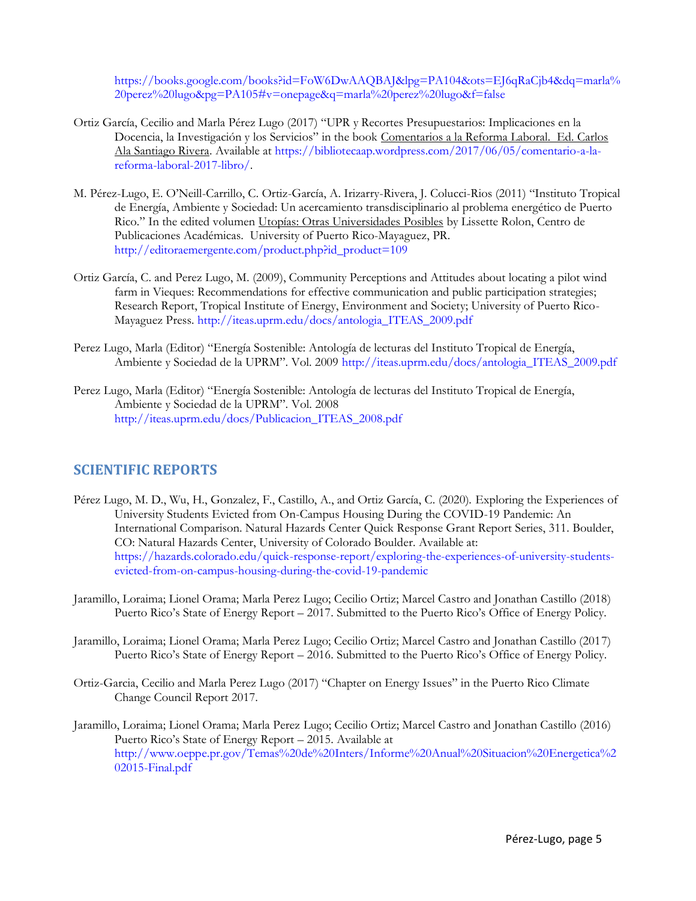https://books.google.com/books?id=FoW6DwAAQBAJ&lpg=PA104&ots=EJ6qRaCjb4&dq=marla%20perez%20lugo&pg=PA105#v=onepage&q=marla%20perez%20lugo&f=false

Ortiz García, Cecilio and Marla Pérez Lugo (2017) "UPR y Recortes Presupuestarios: Implicaciones en la Docencia, la Investigación y los Servicios" in the book Comentarios a la Reforma Laboral. Ed. Carlos Ala Santiago Rivera. Available at https://bibliotecaap.wordpress.com/2017/06/05/comentario-a-la-reforma-laboral-2017-libro/.

M. Pérez-Lugo, E. O'Neill-Carrillo, C. Ortiz-García, A. Irizarry-Rivera, J. Colucci-Rios (2011) "Instituto Tropical de Energía, Ambiente y Sociedad: Un acercamiento transdisciplinario al problema energético de Puerto Rico." In the edited volumen Utopías: Otras Universidades Posibles by Lissette Rolon, Centro de Publicaciones Académicas. University of Puerto Rico-Mayaguez, PR. http://editoraemergente.com/product.php?id_product=109

Ortiz García, C. and Perez Lugo, M. (2009), Community Perceptions and Attitudes about locating a pilot wind farm in Vieques: Recommendations for effective communication and public participation strategies; Research Report, Tropical Institute of Energy, Environment and Society; University of Puerto Rico-Mayaguez Press. http://iteas.uprm.edu/docs/antologia_ITEAS_2009.pdf

Perez Lugo, Marla (Editor) "Energía Sostenible: Antología de lecturas del Instituto Tropical de Energía, Ambiente y Sociedad de la UPRM". Vol. 2009 http://iteas.uprm.edu/docs/antologia_ITEAS_2009.pdf

Perez Lugo, Marla (Editor) "Energía Sostenible: Antología de lecturas del Instituto Tropical de Energía, Ambiente y Sociedad de la UPRM". Vol. 2008 http://iteas.uprm.edu/docs/Publicacion_ITEAS_2008.pdf

## SCIENTIFIC REPORTS

Pérez Lugo, M. D., Wu, H., Gonzalez, F., Castillo, A., and Ortiz García, C. (2020). Exploring the Experiences of University Students Evicted from On-Campus Housing During the COVID-19 Pandemic: An International Comparison. Natural Hazards Center Quick Response Grant Report Series, 311. Boulder, CO: Natural Hazards Center, University of Colorado Boulder. Available at: https://hazards.colorado.edu/quick-response-report/exploring-the-experiences-of-university-students-evicted-from-on-campus-housing-during-the-covid-19-pandemic

Jaramillo, Loraima; Lionel Orama; Marla Perez Lugo; Cecilio Ortiz; Marcel Castro and Jonathan Castillo (2018) Puerto Rico's State of Energy Report – 2017. Submitted to the Puerto Rico's Office of Energy Policy.

Jaramillo, Loraima; Lionel Orama; Marla Perez Lugo; Cecilio Ortiz; Marcel Castro and Jonathan Castillo (2017) Puerto Rico's State of Energy Report – 2016. Submitted to the Puerto Rico's Office of Energy Policy.

Ortiz-Garcia, Cecilio and Marla Perez Lugo (2017) "Chapter on Energy Issues" in the Puerto Rico Climate Change Council Report 2017.

Jaramillo, Loraima; Lionel Orama; Marla Perez Lugo; Cecilio Ortiz; Marcel Castro and Jonathan Castillo (2016) Puerto Rico's State of Energy Report – 2015. Available at http://www.oeppe.pr.gov/Temas%20de%20Inters/Informe%20Anual%20Situacion%20Energetica%202015-Final.pdf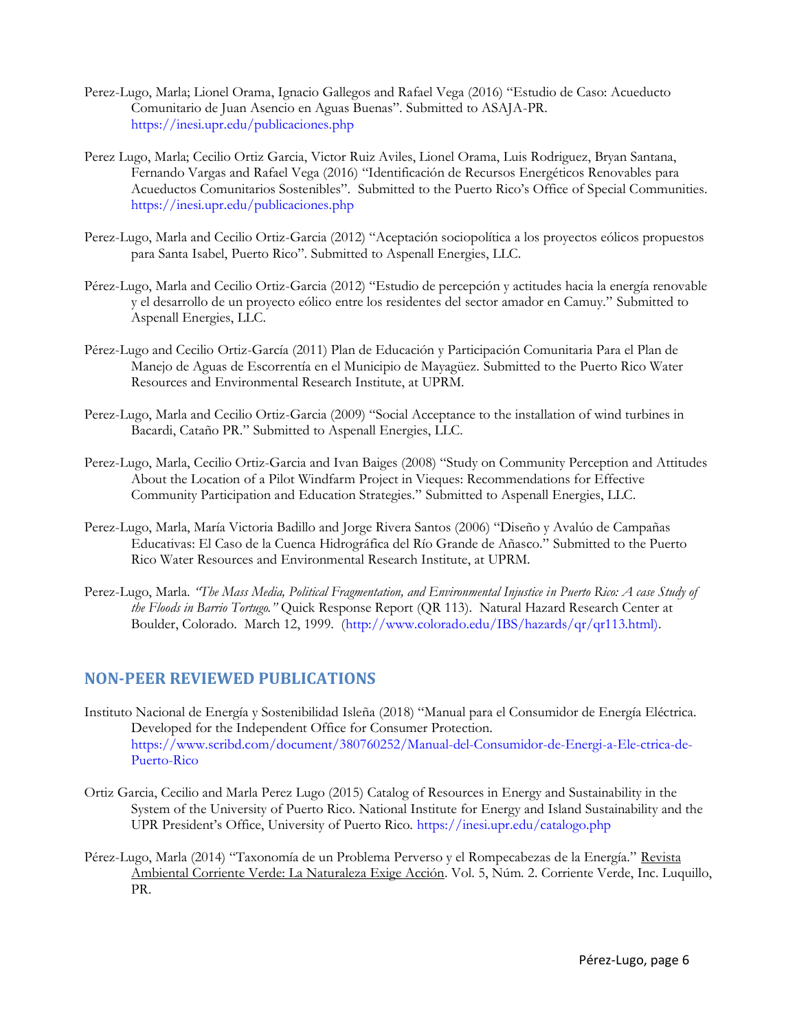Perez-Lugo, Marla; Lionel Orama, Ignacio Gallegos and Rafael Vega (2016) "Estudio de Caso: Acueducto Comunitario de Juan Asencio en Aguas Buenas". Submitted to ASAJA-PR. https://inesi.upr.edu/publicaciones.php

Perez Lugo, Marla; Cecilio Ortiz Garcia, Victor Ruiz Aviles, Lionel Orama, Luis Rodriguez, Bryan Santana, Fernando Vargas and Rafael Vega (2016) "Identificación de Recursos Energéticos Renovables para Acueductos Comunitarios Sostenibles". Submitted to the Puerto Rico's Office of Special Communities. https://inesi.upr.edu/publicaciones.php

Perez-Lugo, Marla and Cecilio Ortiz-Garcia (2012) "Aceptación sociopolítica a los proyectos eólicos propuestos para Santa Isabel, Puerto Rico". Submitted to Aspenall Energies, LLC.

Pérez-Lugo, Marla and Cecilio Ortiz-Garcia (2012) "Estudio de percepción y actitudes hacia la energía renovable y el desarrollo de un proyecto eólico entre los residentes del sector amador en Camuy." Submitted to Aspenall Energies, LLC.

Pérez-Lugo and Cecilio Ortiz-García (2011) Plan de Educación y Participación Comunitaria Para el Plan de Manejo de Aguas de Escorrentía en el Municipio de Mayagüez. Submitted to the Puerto Rico Water Resources and Environmental Research Institute, at UPRM.

Perez-Lugo, Marla and Cecilio Ortiz-Garcia (2009) "Social Acceptance to the installation of wind turbines in Bacardi, Cataño PR." Submitted to Aspenall Energies, LLC.

Perez-Lugo, Marla, Cecilio Ortiz-Garcia and Ivan Baiges (2008) "Study on Community Perception and Attitudes About the Location of a Pilot Windfarm Project in Vieques: Recommendations for Effective Community Participation and Education Strategies." Submitted to Aspenall Energies, LLC.

Perez-Lugo, Marla, María Victoria Badillo and Jorge Rivera Santos (2006) "Diseño y Avalúo de Campañas Educativas: El Caso de la Cuenca Hidrográfica del Río Grande de Añasco." Submitted to the Puerto Rico Water Resources and Environmental Research Institute, at UPRM.

Perez-Lugo, Marla. *"The Mass Media, Political Fragmentation, and Environmental Injustice in Puerto Rico: A case Study of the Floods in Barrio Tortugo."* Quick Response Report (QR 113). Natural Hazard Research Center at Boulder, Colorado. March 12, 1999. (http://www.colorado.edu/IBS/hazards/qr/qr113.html).

## NON-PEER REVIEWED PUBLICATIONS

Instituto Nacional de Energía y Sostenibilidad Isleña (2018) "Manual para el Consumidor de Energía Eléctrica. Developed for the Independent Office for Consumer Protection. https://www.scribd.com/document/380760252/Manual-del-Consumidor-de-Energi-a-Ele-ctrica-de-Puerto-Rico

Ortiz Garcia, Cecilio and Marla Perez Lugo (2015) Catalog of Resources in Energy and Sustainability in the System of the University of Puerto Rico. National Institute for Energy and Island Sustainability and the UPR President's Office, University of Puerto Rico. https://inesi.upr.edu/catalogo.php

Pérez-Lugo, Marla (2014) "Taxonomía de un Problema Perverso y el Rompecabezas de la Energía." Revista Ambiental Corriente Verde: La Naturaleza Exige Acción. Vol. 5, Núm. 2. Corriente Verde, Inc. Luquillo, PR.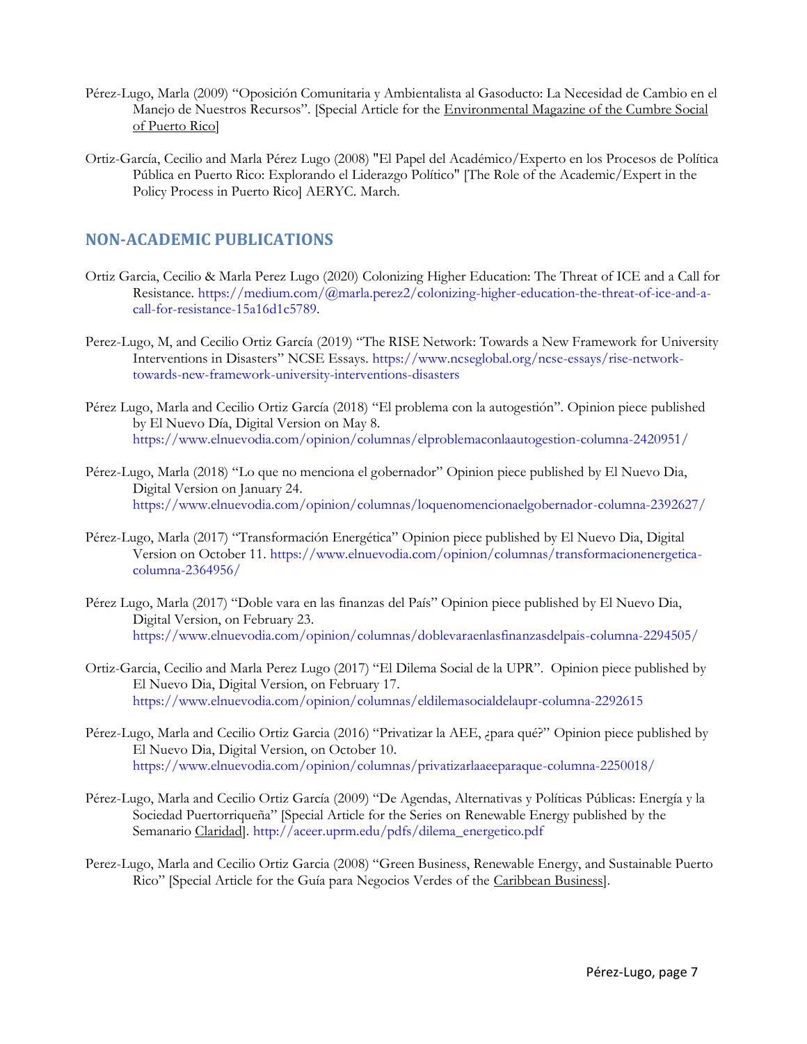Pérez-Lugo, Marla (2009) "Oposición Comunitaria y Ambientalista al Gasoducto: La Necesidad de Cambio en el Manejo de Nuestros Recursos". [Special Article for the Environmental Magazine of the Cumbre Social of Puerto Rico]

Ortiz-García, Cecilio and Marla Pérez Lugo (2008) "El Papel del Académico/Experto en los Procesos de Política Pública en Puerto Rico: Explorando el Liderazgo Político" [The Role of the Academic/Expert in the Policy Process in Puerto Rico] AERYC. March.

## NON-ACADEMIC PUBLICATIONS

Ortiz Garcia, Cecilio & Marla Perez Lugo (2020) Colonizing Higher Education: The Threat of ICE and a Call for Resistance. https://medium.com/@marla.perez2/colonizing-higher-education-the-threat-of-ice-and-a-call-for-resistance-15a16d1c5789.

Perez-Lugo, M, and Cecilio Ortiz García (2019) "The RISE Network: Towards a New Framework for University Interventions in Disasters" NCSE Essays. https://www.ncseglobal.org/ncse-essays/rise-network-towards-new-framework-university-interventions-disasters

Pérez Lugo, Marla and Cecilio Ortiz García (2018) "El problema con la autogestión". Opinion piece published by El Nuevo Día, Digital Version on May 8. https://www.elnuevodia.com/opinion/columnas/elproblemaconlaautogestion-columna-2420951/

Pérez-Lugo, Marla (2018) "Lo que no menciona el gobernador" Opinion piece published by El Nuevo Dia, Digital Version on January 24. https://www.elnuevodia.com/opinion/columnas/loquenomencionaelgobernador-columna-2392627/

Pérez-Lugo, Marla (2017) "Transformación Energética" Opinion piece published by El Nuevo Dia, Digital Version on October 11. https://www.elnuevodia.com/opinion/columnas/transformacionenergetica-columna-2364956/

Pérez Lugo, Marla (2017) "Doble vara en las finanzas del País" Opinion piece published by El Nuevo Dia, Digital Version, on February 23. https://www.elnuevodia.com/opinion/columnas/doblevaraenlasfinanzasdelpais-columna-2294505/

Ortiz-Garcia, Cecilio and Marla Perez Lugo (2017) "El Dilema Social de la UPR". Opinion piece published by El Nuevo Dia, Digital Version, on February 17. https://www.elnuevodia.com/opinion/columnas/eldilemasocialdelaupr-columna-2292615

Pérez-Lugo, Marla and Cecilio Ortiz Garcia (2016) "Privatizar la AEE, ¿para qué?" Opinion piece published by El Nuevo Dia, Digital Version, on October 10. https://www.elnuevodia.com/opinion/columnas/privatizarlaaeeparaque-columna-2250018/

Pérez-Lugo, Marla and Cecilio Ortiz García (2009) "De Agendas, Alternativas y Políticas Públicas: Energía y la Sociedad Puertorriqueña" [Special Article for the Series on Renewable Energy published by the Semanario Claridad]. http://aceer.uprm.edu/pdfs/dilema_energetico.pdf

Perez-Lugo, Marla and Cecilio Ortiz Garcia (2008) "Green Business, Renewable Energy, and Sustainable Puerto Rico" [Special Article for the Guía para Negocios Verdes of the Caribbean Business].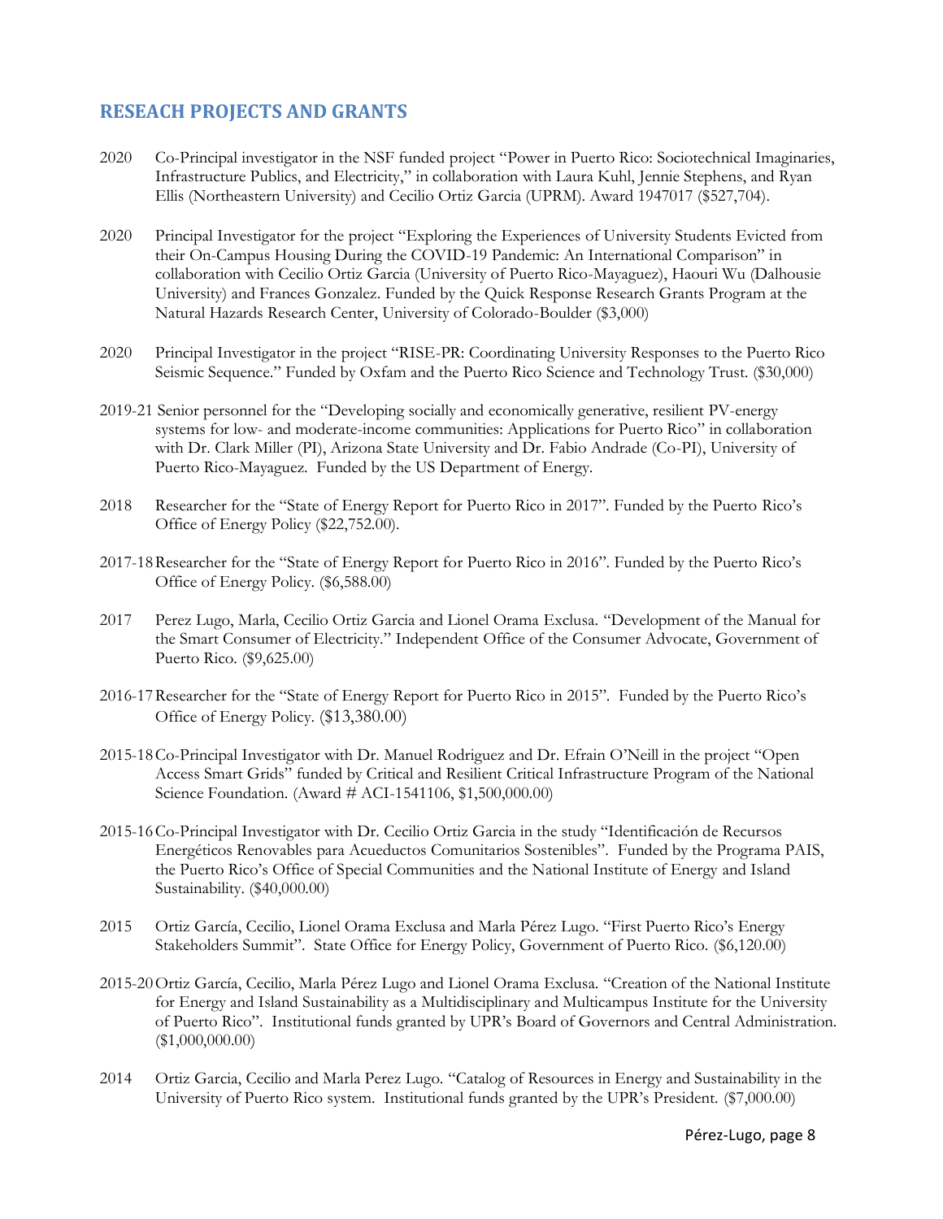## RESEACH PROJECTS AND GRANTS

2020 Co-Principal investigator in the NSF funded project "Power in Puerto Rico: Sociotechnical Imaginaries, Infrastructure Publics, and Electricity," in collaboration with Laura Kuhl, Jennie Stephens, and Ryan Ellis (Northeastern University) and Cecilio Ortiz Garcia (UPRM). Award 1947017 ($527,704).

2020 Principal Investigator for the project "Exploring the Experiences of University Students Evicted from their On-Campus Housing During the COVID-19 Pandemic: An International Comparison" in collaboration with Cecilio Ortiz Garcia (University of Puerto Rico-Mayaguez), Haouri Wu (Dalhousie University) and Frances Gonzalez. Funded by the Quick Response Research Grants Program at the Natural Hazards Research Center, University of Colorado-Boulder ($3,000)

2020 Principal Investigator in the project "RISE-PR: Coordinating University Responses to the Puerto Rico Seismic Sequence." Funded by Oxfam and the Puerto Rico Science and Technology Trust. ($30,000)

2019-21 Senior personnel for the "Developing socially and economically generative, resilient PV-energy systems for low- and moderate-income communities: Applications for Puerto Rico" in collaboration with Dr. Clark Miller (PI), Arizona State University and Dr. Fabio Andrade (Co-PI), University of Puerto Rico-Mayaguez. Funded by the US Department of Energy.

2018 Researcher for the "State of Energy Report for Puerto Rico in 2017". Funded by the Puerto Rico's Office of Energy Policy ($22,752.00).

2017-18 Researcher for the "State of Energy Report for Puerto Rico in 2016". Funded by the Puerto Rico's Office of Energy Policy. ($6,588.00)

2017 Perez Lugo, Marla, Cecilio Ortiz Garcia and Lionel Orama Exclusa. "Development of the Manual for the Smart Consumer of Electricity." Independent Office of the Consumer Advocate, Government of Puerto Rico. ($9,625.00)

2016-17 Researcher for the "State of Energy Report for Puerto Rico in 2015". Funded by the Puerto Rico's Office of Energy Policy. ($13,380.00)

2015-18 Co-Principal Investigator with Dr. Manuel Rodriguez and Dr. Efrain O'Neill in the project "Open Access Smart Grids" funded by Critical and Resilient Critical Infrastructure Program of the National Science Foundation. (Award # ACI-1541106, $1,500,000.00)

2015-16 Co-Principal Investigator with Dr. Cecilio Ortiz Garcia in the study "Identificación de Recursos Energéticos Renovables para Acueductos Comunitarios Sostenibles". Funded by the Programa PAIS, the Puerto Rico's Office of Special Communities and the National Institute of Energy and Island Sustainability. ($40,000.00)

2015 Ortiz García, Cecilio, Lionel Orama Exclusa and Marla Pérez Lugo. "First Puerto Rico's Energy Stakeholders Summit". State Office for Energy Policy, Government of Puerto Rico. ($6,120.00)

2015-20 Ortiz García, Cecilio, Marla Pérez Lugo and Lionel Orama Exclusa. "Creation of the National Institute for Energy and Island Sustainability as a Multidisciplinary and Multicampus Institute for the University of Puerto Rico". Institutional funds granted by UPR's Board of Governors and Central Administration. ($1,000,000.00)

2014 Ortiz Garcia, Cecilio and Marla Perez Lugo. "Catalog of Resources in Energy and Sustainability in the University of Puerto Rico system. Institutional funds granted by the UPR's President. ($7,000.00)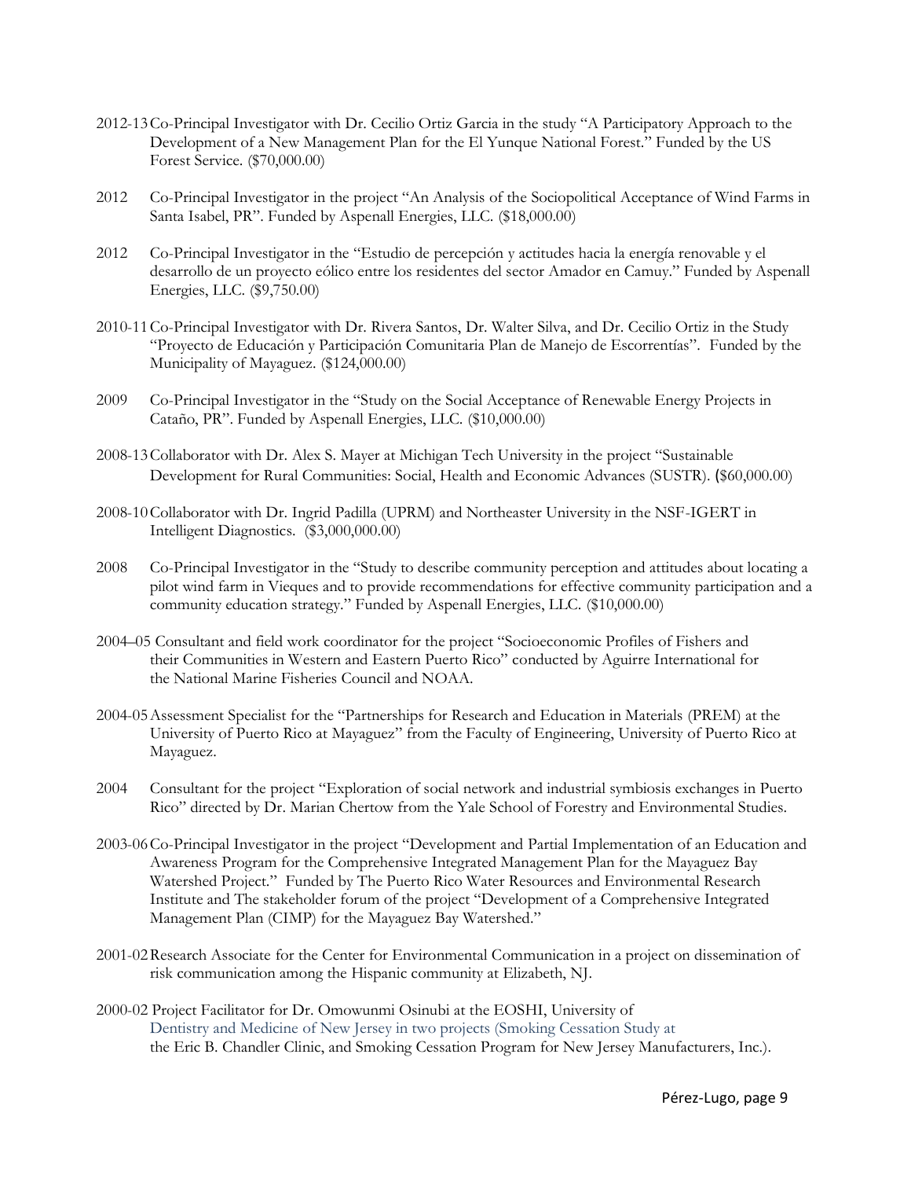2012-13 Co-Principal Investigator with Dr. Cecilio Ortiz Garcia in the study "A Participatory Approach to the Development of a New Management Plan for the El Yunque National Forest." Funded by the US Forest Service. ($70,000.00)

2012 Co-Principal Investigator in the project "An Analysis of the Sociopolitical Acceptance of Wind Farms in Santa Isabel, PR". Funded by Aspenall Energies, LLC. ($18,000.00)

2012 Co-Principal Investigator in the "Estudio de percepción y actitudes hacia la energía renovable y el desarrollo de un proyecto eólico entre los residentes del sector Amador en Camuy." Funded by Aspenall Energies, LLC. ($9,750.00)

2010-11 Co-Principal Investigator with Dr. Rivera Santos, Dr. Walter Silva, and Dr. Cecilio Ortiz in the Study "Proyecto de Educación y Participación Comunitaria Plan de Manejo de Escorrentías". Funded by the Municipality of Mayaguez. ($124,000.00)

2009 Co-Principal Investigator in the "Study on the Social Acceptance of Renewable Energy Projects in Cataño, PR". Funded by Aspenall Energies, LLC. ($10,000.00)

2008-13 Collaborator with Dr. Alex S. Mayer at Michigan Tech University in the project "Sustainable Development for Rural Communities: Social, Health and Economic Advances (SUSTR). ($60,000.00)

2008-10 Collaborator with Dr. Ingrid Padilla (UPRM) and Northeaster University in the NSF-IGERT in Intelligent Diagnostics. ($3,000,000.00)

2008 Co-Principal Investigator in the "Study to describe community perception and attitudes about locating a pilot wind farm in Vieques and to provide recommendations for effective community participation and a community education strategy." Funded by Aspenall Energies, LLC. ($10,000.00)

2004–05 Consultant and field work coordinator for the project "Socioeconomic Profiles of Fishers and their Communities in Western and Eastern Puerto Rico" conducted by Aguirre International for the National Marine Fisheries Council and NOAA.

2004-05 Assessment Specialist for the "Partnerships for Research and Education in Materials (PREM) at the University of Puerto Rico at Mayaguez" from the Faculty of Engineering, University of Puerto Rico at Mayaguez.

2004 Consultant for the project "Exploration of social network and industrial symbiosis exchanges in Puerto Rico" directed by Dr. Marian Chertow from the Yale School of Forestry and Environmental Studies.

2003-06 Co-Principal Investigator in the project "Development and Partial Implementation of an Education and Awareness Program for the Comprehensive Integrated Management Plan for the Mayaguez Bay Watershed Project." Funded by The Puerto Rico Water Resources and Environmental Research Institute and The stakeholder forum of the project "Development of a Comprehensive Integrated Management Plan (CIMP) for the Mayaguez Bay Watershed."

2001-02 Research Associate for the Center for Environmental Communication in a project on dissemination of risk communication among the Hispanic community at Elizabeth, NJ.

2000-02 Project Facilitator for Dr. Omowunmi Osinubi at the EOSHI, University of Dentistry and Medicine of New Jersey in two projects (Smoking Cessation Study at the Eric B. Chandler Clinic, and Smoking Cessation Program for New Jersey Manufacturers, Inc.).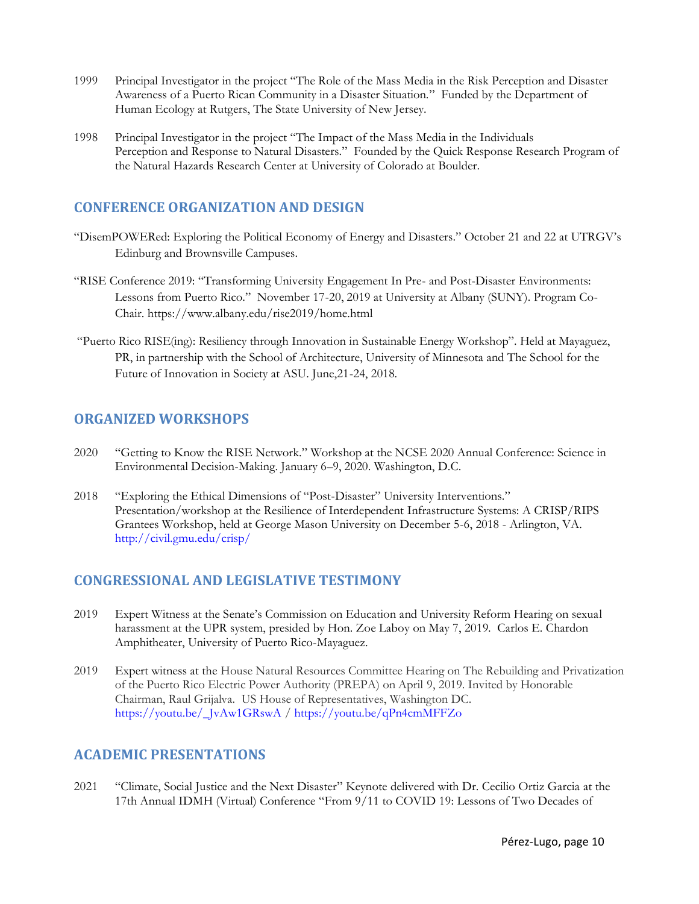1999 Principal Investigator in the project "The Role of the Mass Media in the Risk Perception and Disaster Awareness of a Puerto Rican Community in a Disaster Situation." Funded by the Department of Human Ecology at Rutgers, The State University of New Jersey.

1998 Principal Investigator in the project "The Impact of the Mass Media in the Individuals Perception and Response to Natural Disasters." Founded by the Quick Response Research Program of the Natural Hazards Research Center at University of Colorado at Boulder.

## CONFERENCE ORGANIZATION AND DESIGN

"DisemPOWERed: Exploring the Political Economy of Energy and Disasters." October 21 and 22 at UTRGV's Edinburg and Brownsville Campuses.

"RISE Conference 2019: "Transforming University Engagement In Pre- and Post-Disaster Environments: Lessons from Puerto Rico." November 17-20, 2019 at University at Albany (SUNY). Program Co-Chair. https://www.albany.edu/rise2019/home.html

"Puerto Rico RISE(ing): Resiliency through Innovation in Sustainable Energy Workshop". Held at Mayaguez, PR, in partnership with the School of Architecture, University of Minnesota and The School for the Future of Innovation in Society at ASU. June,21-24, 2018.

## ORGANIZED WORKSHOPS

2020 "Getting to Know the RISE Network." Workshop at the NCSE 2020 Annual Conference: Science in Environmental Decision-Making. January 6–9, 2020. Washington, D.C.

2018 "Exploring the Ethical Dimensions of "Post-Disaster" University Interventions." Presentation/workshop at the Resilience of Interdependent Infrastructure Systems: A CRISP/RIPS Grantees Workshop, held at George Mason University on December 5-6, 2018 - Arlington, VA. http://civil.gmu.edu/crisp/

## CONGRESSIONAL AND LEGISLATIVE TESTIMONY

2019 Expert Witness at the Senate's Commission on Education and University Reform Hearing on sexual harassment at the UPR system, presided by Hon. Zoe Laboy on May 7, 2019. Carlos E. Chardon Amphitheater, University of Puerto Rico-Mayaguez.

2019 Expert witness at the House Natural Resources Committee Hearing on The Rebuilding and Privatization of the Puerto Rico Electric Power Authority (PREPA) on April 9, 2019. Invited by Honorable Chairman, Raul Grijalva. US House of Representatives, Washington DC. https://youtu.be/_JvAw1GRswA / https://youtu.be/qPn4cmMFFZo

## ACADEMIC PRESENTATIONS

2021 "Climate, Social Justice and the Next Disaster" Keynote delivered with Dr. Cecilio Ortiz Garcia at the 17th Annual IDMH (Virtual) Conference "From 9/11 to COVID 19: Lessons of Two Decades of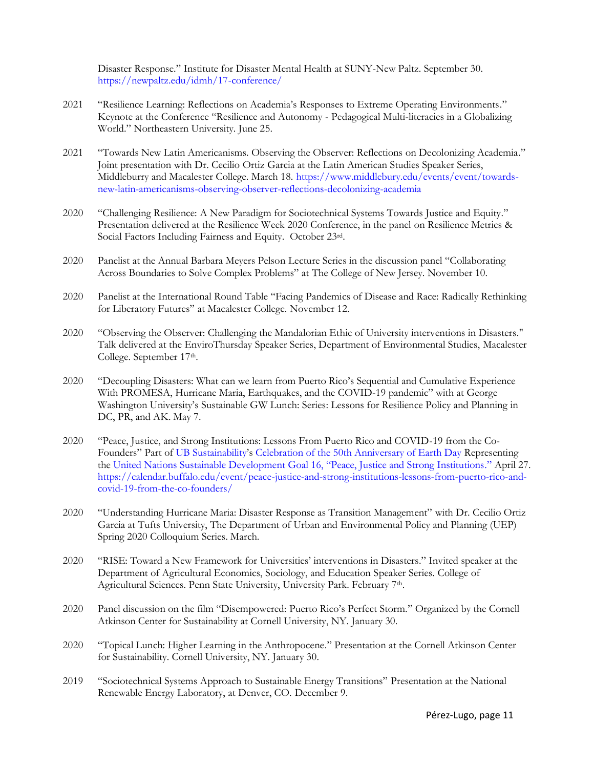Disaster Response." Institute for Disaster Mental Health at SUNY-New Paltz. September 30. https://newpaltz.edu/idmh/17-conference/

2021 "Resilience Learning: Reflections on Academia's Responses to Extreme Operating Environments." Keynote at the Conference "Resilience and Autonomy - Pedagogical Multi-literacies in a Globalizing World." Northeastern University. June 25.

2021 "Towards New Latin Americanisms. Observing the Observer: Reflections on Decolonizing Academia." Joint presentation with Dr. Cecilio Ortiz Garcia at the Latin American Studies Speaker Series, Middleburry and Macalester College. March 18. https://www.middlebury.edu/events/event/towards-new-latin-americanisms-observing-observer-reflections-decolonizing-academia

2020 "Challenging Resilience: A New Paradigm for Sociotechnical Systems Towards Justice and Equity." Presentation delivered at the Resilience Week 2020 Conference, in the panel on Resilience Metrics & Social Factors Including Fairness and Equity. October 23rd.

2020 Panelist at the Annual Barbara Meyers Pelson Lecture Series in the discussion panel "Collaborating Across Boundaries to Solve Complex Problems" at The College of New Jersey. November 10.

2020 Panelist at the International Round Table "Facing Pandemics of Disease and Race: Radically Rethinking for Liberatory Futures" at Macalester College. November 12.

2020 "Observing the Observer: Challenging the Mandalorian Ethic of University interventions in Disasters." Talk delivered at the EnviroThursday Speaker Series, Department of Environmental Studies, Macalester College. September 17th.

2020 "Decoupling Disasters: What can we learn from Puerto Rico's Sequential and Cumulative Experience With PROMESA, Hurricane Maria, Earthquakes, and the COVID-19 pandemic" with at George Washington University's Sustainable GW Lunch: Series: Lessons for Resilience Policy and Planning in DC, PR, and AK. May 7.

2020 "Peace, Justice, and Strong Institutions: Lessons From Puerto Rico and COVID-19 from the Co-Founders" Part of UB Sustainability's Celebration of the 50th Anniversary of Earth Day Representing the United Nations Sustainable Development Goal 16, "Peace, Justice and Strong Institutions." April 27. https://calendar.buffalo.edu/event/peace-justice-and-strong-institutions-lessons-from-puerto-rico-and-covid-19-from-the-co-founders/

2020 "Understanding Hurricane Maria: Disaster Response as Transition Management" with Dr. Cecilio Ortiz Garcia at Tufts University, The Department of Urban and Environmental Policy and Planning (UEP) Spring 2020 Colloquium Series. March.

2020 "RISE: Toward a New Framework for Universities' interventions in Disasters." Invited speaker at the Department of Agricultural Economics, Sociology, and Education Speaker Series. College of Agricultural Sciences. Penn State University, University Park. February 7th.

2020 Panel discussion on the film "Disempowered: Puerto Rico's Perfect Storm." Organized by the Cornell Atkinson Center for Sustainability at Cornell University, NY. January 30.

2020 "Topical Lunch: Higher Learning in the Anthropocene." Presentation at the Cornell Atkinson Center for Sustainability. Cornell University, NY. January 30.

2019 "Sociotechnical Systems Approach to Sustainable Energy Transitions" Presentation at the National Renewable Energy Laboratory, at Denver, CO. December 9.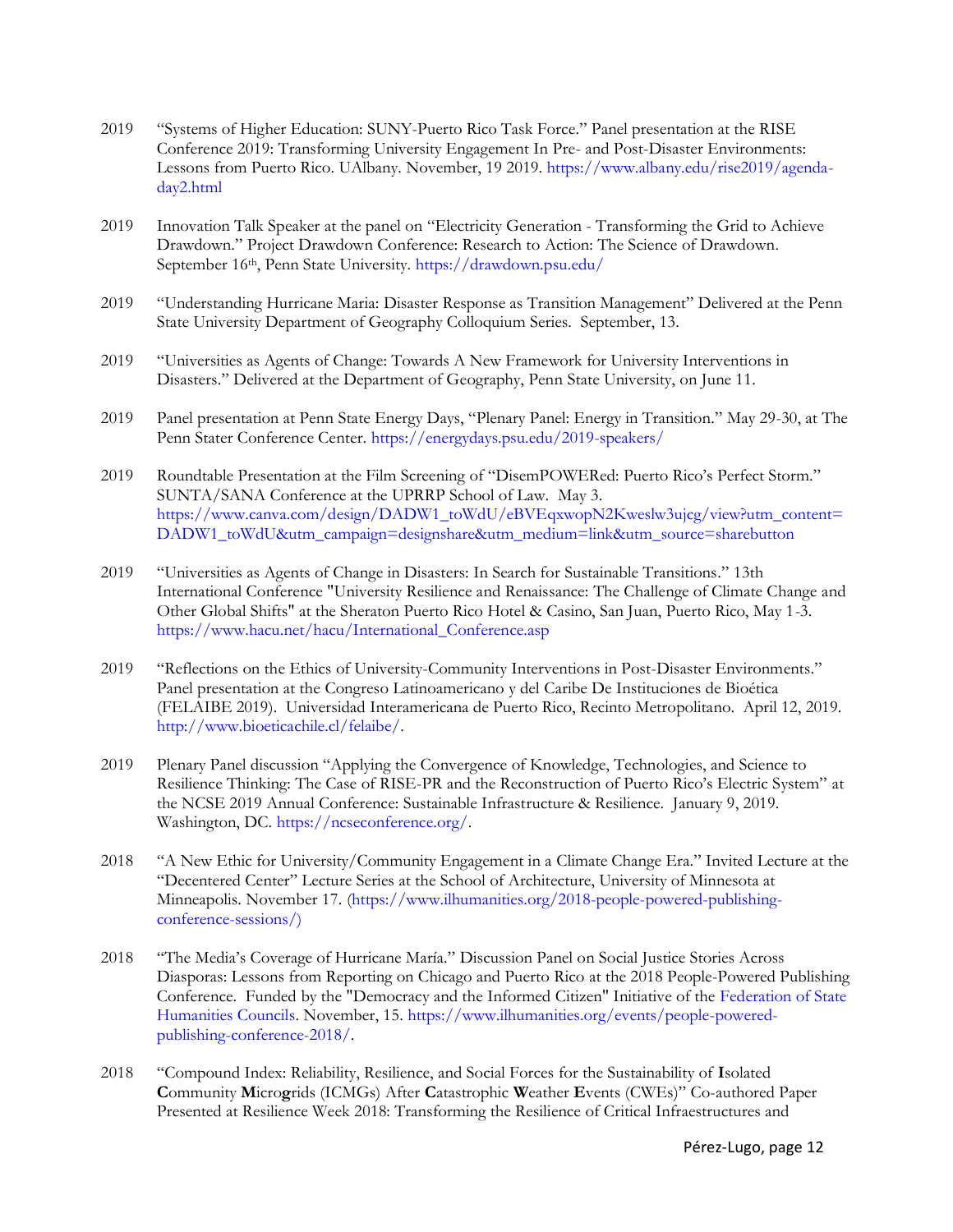2019 "Systems of Higher Education: SUNY-Puerto Rico Task Force." Panel presentation at the RISE Conference 2019: Transforming University Engagement In Pre- and Post-Disaster Environments: Lessons from Puerto Rico. UAlbany. November, 19 2019. https://www.albany.edu/rise2019/agenda-day2.html

2019 Innovation Talk Speaker at the panel on "Electricity Generation - Transforming the Grid to Achieve Drawdown." Project Drawdown Conference: Research to Action: The Science of Drawdown. September 16th, Penn State University. https://drawdown.psu.edu/

2019 "Understanding Hurricane Maria: Disaster Response as Transition Management" Delivered at the Penn State University Department of Geography Colloquium Series. September, 13.

2019 "Universities as Agents of Change: Towards A New Framework for University Interventions in Disasters." Delivered at the Department of Geography, Penn State University, on June 11.

2019 Panel presentation at Penn State Energy Days, "Plenary Panel: Energy in Transition." May 29-30, at The Penn Stater Conference Center. https://energydays.psu.edu/2019-speakers/

2019 Roundtable Presentation at the Film Screening of "DisemPOWERed: Puerto Rico's Perfect Storm." SUNTA/SANA Conference at the UPRRP School of Law. May 3. https://www.canva.com/design/DADW1_toWdU/eBVEqxwopN2Kweslw3ujcg/view?utm_content=DADW1_toWdU&utm_campaign=designshare&utm_medium=link&utm_source=sharebutton

2019 "Universities as Agents of Change in Disasters: In Search for Sustainable Transitions." 13th International Conference "University Resilience and Renaissance: The Challenge of Climate Change and Other Global Shifts" at the Sheraton Puerto Rico Hotel & Casino, San Juan, Puerto Rico, May 1-3. https://www.hacu.net/hacu/International_Conference.asp

2019 "Reflections on the Ethics of University-Community Interventions in Post-Disaster Environments." Panel presentation at the Congreso Latinoamericano y del Caribe De Instituciones de Bioética (FELAIBE 2019). Universidad Interamericana de Puerto Rico, Recinto Metropolitano. April 12, 2019. http://www.bioeticachile.cl/felaibe/.

2019 Plenary Panel discussion "Applying the Convergence of Knowledge, Technologies, and Science to Resilience Thinking: The Case of RISE-PR and the Reconstruction of Puerto Rico's Electric System" at the NCSE 2019 Annual Conference: Sustainable Infrastructure & Resilience. January 9, 2019. Washington, DC. https://ncseconference.org/.

2018 "A New Ethic for University/Community Engagement in a Climate Change Era." Invited Lecture at the "Decentered Center" Lecture Series at the School of Architecture, University of Minnesota at Minneapolis. November 17. (https://www.ilhumanities.org/2018-people-powered-publishing-conference-sessions/)

2018 "The Media's Coverage of Hurricane María." Discussion Panel on Social Justice Stories Across Diasporas: Lessons from Reporting on Chicago and Puerto Rico at the 2018 People-Powered Publishing Conference. Funded by the "Democracy and the Informed Citizen" Initiative of the Federation of State Humanities Councils. November, 15. https://www.ilhumanities.org/events/people-powered-publishing-conference-2018/.

2018 "Compound Index: Reliability, Resilience, and Social Forces for the Sustainability of **I**solated **C**ommunity **M**icro**g**rids (ICMGs) After **C**atastrophic **W**eather **E**vents (CWEs)" Co-authored Paper Presented at Resilience Week 2018: Transforming the Resilience of Critical Infraestructures and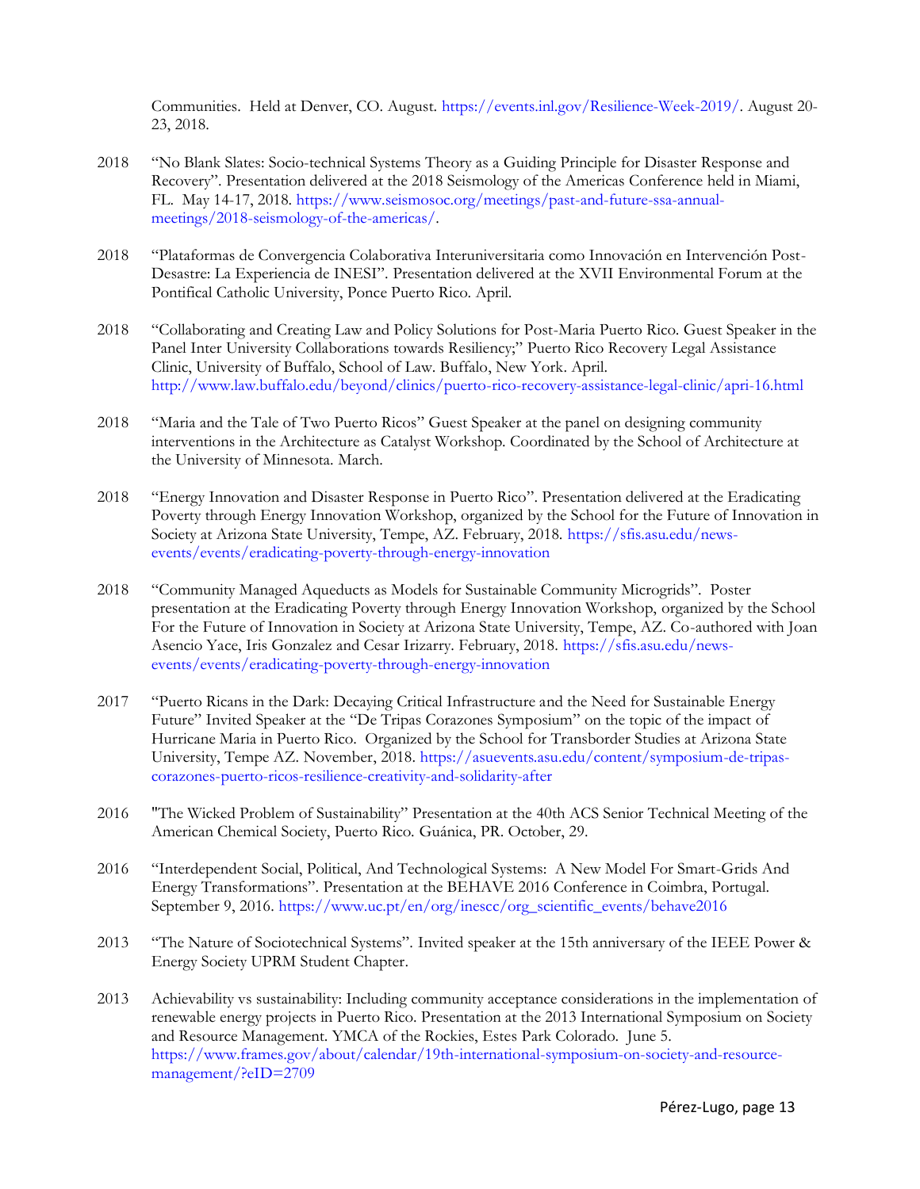Communities. Held at Denver, CO. August. https://events.inl.gov/Resilience-Week-2019/. August 20-23, 2018.

2018 "No Blank Slates: Socio-technical Systems Theory as a Guiding Principle for Disaster Response and Recovery". Presentation delivered at the 2018 Seismology of the Americas Conference held in Miami, FL. May 14-17, 2018. https://www.seismosoc.org/meetings/past-and-future-ssa-annual-meetings/2018-seismology-of-the-americas/.

2018 "Plataformas de Convergencia Colaborativa Interuniversitaria como Innovación en Intervención Post-Desastre: La Experiencia de INESI". Presentation delivered at the XVII Environmental Forum at the Pontifical Catholic University, Ponce Puerto Rico. April.

2018 "Collaborating and Creating Law and Policy Solutions for Post-Maria Puerto Rico. Guest Speaker in the Panel Inter University Collaborations towards Resiliency;" Puerto Rico Recovery Legal Assistance Clinic, University of Buffalo, School of Law. Buffalo, New York. April. http://www.law.buffalo.edu/beyond/clinics/puerto-rico-recovery-assistance-legal-clinic/apri-16.html

2018 "Maria and the Tale of Two Puerto Ricos" Guest Speaker at the panel on designing community interventions in the Architecture as Catalyst Workshop. Coordinated by the School of Architecture at the University of Minnesota. March.

2018 "Energy Innovation and Disaster Response in Puerto Rico". Presentation delivered at the Eradicating Poverty through Energy Innovation Workshop, organized by the School for the Future of Innovation in Society at Arizona State University, Tempe, AZ. February, 2018. https://sfis.asu.edu/news-events/events/eradicating-poverty-through-energy-innovation

2018 "Community Managed Aqueducts as Models for Sustainable Community Microgrids". Poster presentation at the Eradicating Poverty through Energy Innovation Workshop, organized by the School For the Future of Innovation in Society at Arizona State University, Tempe, AZ. Co-authored with Joan Asencio Yace, Iris Gonzalez and Cesar Irizarry. February, 2018. https://sfis.asu.edu/news-events/events/eradicating-poverty-through-energy-innovation

2017 "Puerto Ricans in the Dark: Decaying Critical Infrastructure and the Need for Sustainable Energy Future" Invited Speaker at the "De Tripas Corazones Symposium" on the topic of the impact of Hurricane Maria in Puerto Rico. Organized by the School for Transborder Studies at Arizona State University, Tempe AZ. November, 2018. https://asuevents.asu.edu/content/symposium-de-tripas-corazones-puerto-ricos-resilience-creativity-and-solidarity-after

2016 "The Wicked Problem of Sustainability" Presentation at the 40th ACS Senior Technical Meeting of the American Chemical Society, Puerto Rico. Guánica, PR. October, 29.

2016 "Interdependent Social, Political, And Technological Systems: A New Model For Smart-Grids And Energy Transformations". Presentation at the BEHAVE 2016 Conference in Coimbra, Portugal. September 9, 2016. https://www.uc.pt/en/org/inescc/org_scientific_events/behave2016

2013 "The Nature of Sociotechnical Systems". Invited speaker at the 15th anniversary of the IEEE Power & Energy Society UPRM Student Chapter.

2013 Achievability vs sustainability: Including community acceptance considerations in the implementation of renewable energy projects in Puerto Rico. Presentation at the 2013 International Symposium on Society and Resource Management. YMCA of the Rockies, Estes Park Colorado. June 5. https://www.frames.gov/about/calendar/19th-international-symposium-on-society-and-resource-management/?eID=2709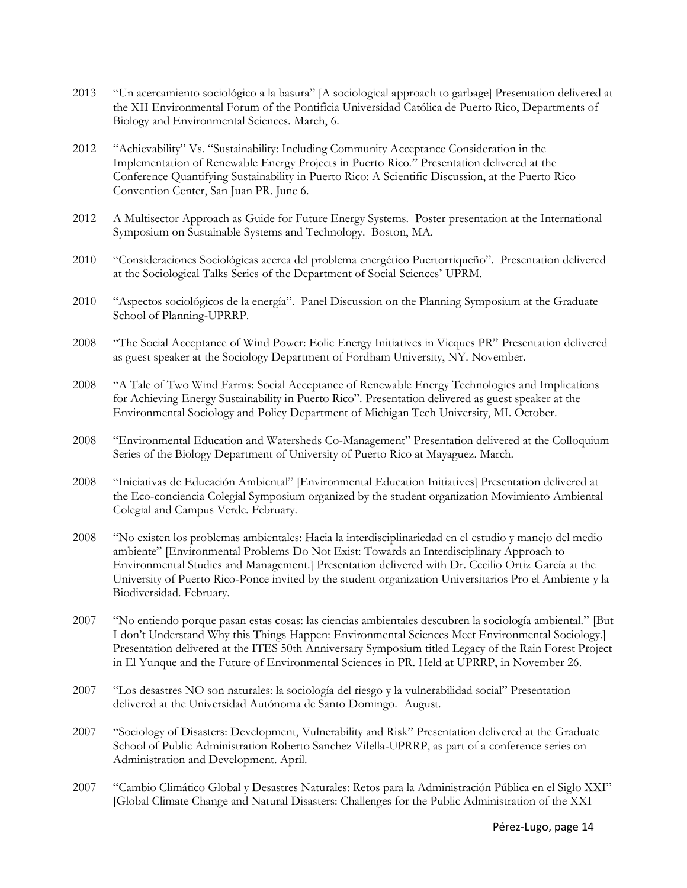2013 "Un acercamiento sociológico a la basura" [A sociological approach to garbage] Presentation delivered at the XII Environmental Forum of the Pontificia Universidad Católica de Puerto Rico, Departments of Biology and Environmental Sciences. March, 6.

2012 "Achievability" Vs. "Sustainability: Including Community Acceptance Consideration in the Implementation of Renewable Energy Projects in Puerto Rico." Presentation delivered at the Conference Quantifying Sustainability in Puerto Rico: A Scientific Discussion, at the Puerto Rico Convention Center, San Juan PR. June 6.

2012 A Multisector Approach as Guide for Future Energy Systems. Poster presentation at the International Symposium on Sustainable Systems and Technology. Boston, MA.

2010 "Consideraciones Sociológicas acerca del problema energético Puertorriqueño". Presentation delivered at the Sociological Talks Series of the Department of Social Sciences' UPRM.

2010 "Aspectos sociológicos de la energía". Panel Discussion on the Planning Symposium at the Graduate School of Planning-UPRRP.

2008 "The Social Acceptance of Wind Power: Eolic Energy Initiatives in Vieques PR" Presentation delivered as guest speaker at the Sociology Department of Fordham University, NY. November.

2008 "A Tale of Two Wind Farms: Social Acceptance of Renewable Energy Technologies and Implications for Achieving Energy Sustainability in Puerto Rico". Presentation delivered as guest speaker at the Environmental Sociology and Policy Department of Michigan Tech University, MI. October.

2008 "Environmental Education and Watersheds Co-Management" Presentation delivered at the Colloquium Series of the Biology Department of University of Puerto Rico at Mayaguez. March.

2008 "Iniciativas de Educación Ambiental" [Environmental Education Initiatives] Presentation delivered at the Eco-conciencia Colegial Symposium organized by the student organization Movimiento Ambiental Colegial and Campus Verde. February.

2008 "No existen los problemas ambientales: Hacia la interdisciplinariedad en el estudio y manejo del medio ambiente" [Environmental Problems Do Not Exist: Towards an Interdisciplinary Approach to Environmental Studies and Management.] Presentation delivered with Dr. Cecilio Ortiz García at the University of Puerto Rico-Ponce invited by the student organization Universitarios Pro el Ambiente y la Biodiversidad. February.

2007 "No entiendo porque pasan estas cosas: las ciencias ambientales descubren la sociología ambiental." [But I don't Understand Why this Things Happen: Environmental Sciences Meet Environmental Sociology.] Presentation delivered at the ITES 50th Anniversary Symposium titled Legacy of the Rain Forest Project in El Yunque and the Future of Environmental Sciences in PR. Held at UPRRP, in November 26.

2007 "Los desastres NO son naturales: la sociología del riesgo y la vulnerabilidad social" Presentation delivered at the Universidad Autónoma de Santo Domingo. August.

2007 "Sociology of Disasters: Development, Vulnerability and Risk" Presentation delivered at the Graduate School of Public Administration Roberto Sanchez Vilella-UPRRP, as part of a conference series on Administration and Development. April.

2007 "Cambio Climático Global y Desastres Naturales: Retos para la Administración Pública en el Siglo XXI" [Global Climate Change and Natural Disasters: Challenges for the Public Administration of the XXI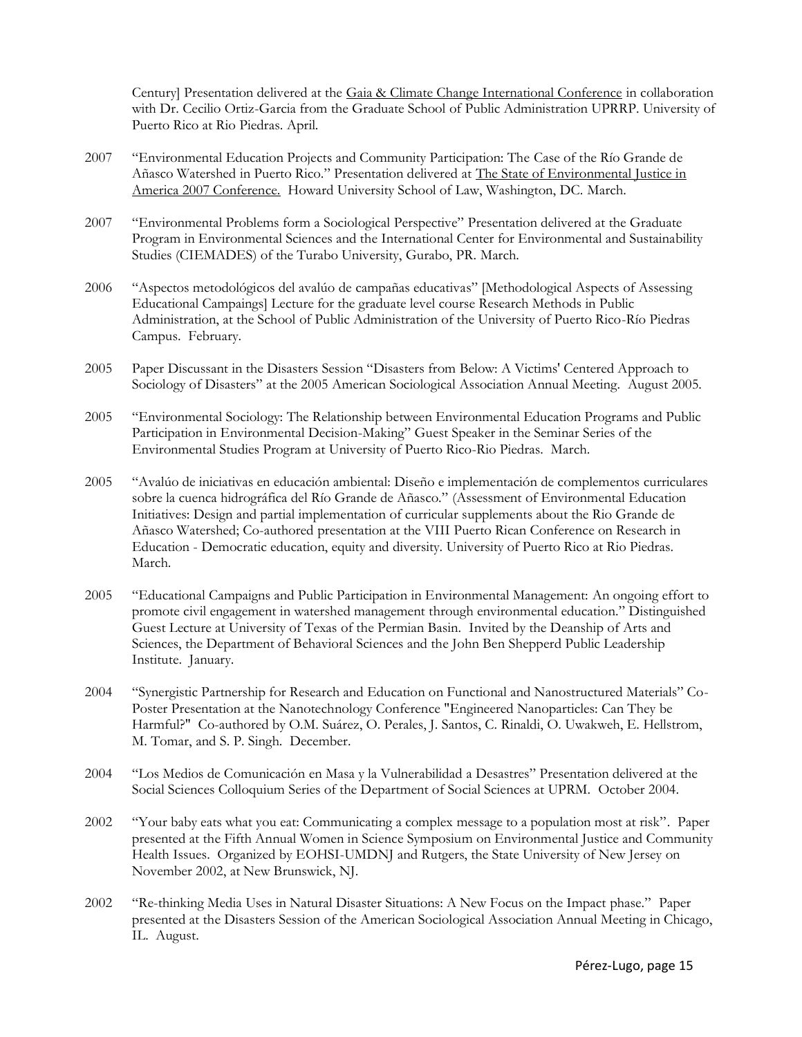Century] Presentation delivered at the Gaia & Climate Change International Conference in collaboration with Dr. Cecilio Ortiz-Garcia from the Graduate School of Public Administration UPRRP. University of Puerto Rico at Rio Piedras. April.

2007 "Environmental Education Projects and Community Participation: The Case of the Río Grande de Añasco Watershed in Puerto Rico." Presentation delivered at The State of Environmental Justice in America 2007 Conference. Howard University School of Law, Washington, DC. March.

2007 "Environmental Problems form a Sociological Perspective" Presentation delivered at the Graduate Program in Environmental Sciences and the International Center for Environmental and Sustainability Studies (CIEMADES) of the Turabo University, Gurabo, PR. March.

2006 "Aspectos metodológicos del avalúo de campañas educativas" [Methodological Aspects of Assessing Educational Campaings] Lecture for the graduate level course Research Methods in Public Administration, at the School of Public Administration of the University of Puerto Rico-Río Piedras Campus. February.

2005 Paper Discussant in the Disasters Session "Disasters from Below: A Victims' Centered Approach to Sociology of Disasters" at the 2005 American Sociological Association Annual Meeting. August 2005.

2005 "Environmental Sociology: The Relationship between Environmental Education Programs and Public Participation in Environmental Decision-Making" Guest Speaker in the Seminar Series of the Environmental Studies Program at University of Puerto Rico-Rio Piedras. March.

2005 "Avalúo de iniciativas en educación ambiental: Diseño e implementación de complementos curriculares sobre la cuenca hidrográfica del Río Grande de Añasco." (Assessment of Environmental Education Initiatives: Design and partial implementation of curricular supplements about the Rio Grande de Añasco Watershed; Co-authored presentation at the VIII Puerto Rican Conference on Research in Education - Democratic education, equity and diversity. University of Puerto Rico at Rio Piedras. March.

2005 "Educational Campaigns and Public Participation in Environmental Management: An ongoing effort to promote civil engagement in watershed management through environmental education." Distinguished Guest Lecture at University of Texas of the Permian Basin. Invited by the Deanship of Arts and Sciences, the Department of Behavioral Sciences and the John Ben Shepperd Public Leadership Institute. January.

2004 "Synergistic Partnership for Research and Education on Functional and Nanostructured Materials" Co-Poster Presentation at the Nanotechnology Conference "Engineered Nanoparticles: Can They be Harmful?" Co-authored by O.M. Suárez, O. Perales, J. Santos, C. Rinaldi, O. Uwakweh, E. Hellstrom, M. Tomar, and S. P. Singh. December.

2004 "Los Medios de Comunicación en Masa y la Vulnerabilidad a Desastres" Presentation delivered at the Social Sciences Colloquium Series of the Department of Social Sciences at UPRM. October 2004.

2002 "Your baby eats what you eat: Communicating a complex message to a population most at risk". Paper presented at the Fifth Annual Women in Science Symposium on Environmental Justice and Community Health Issues. Organized by EOHSI-UMDNJ and Rutgers, the State University of New Jersey on November 2002, at New Brunswick, NJ.

2002 "Re-thinking Media Uses in Natural Disaster Situations: A New Focus on the Impact phase." Paper presented at the Disasters Session of the American Sociological Association Annual Meeting in Chicago, IL. August.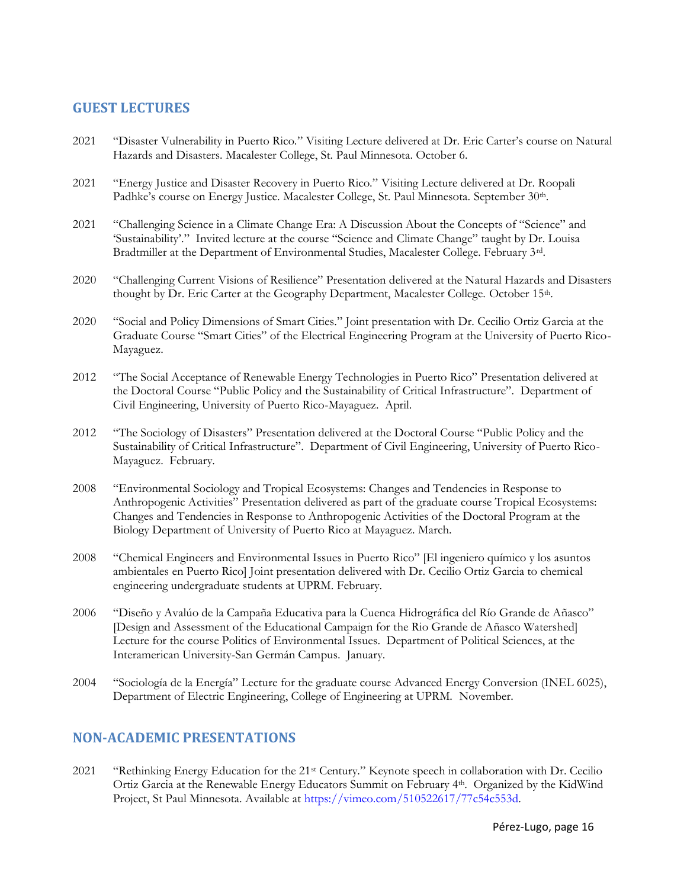## GUEST LECTURES

2021 "Disaster Vulnerability in Puerto Rico." Visiting Lecture delivered at Dr. Eric Carter's course on Natural Hazards and Disasters. Macalester College, St. Paul Minnesota. October 6.

2021 "Energy Justice and Disaster Recovery in Puerto Rico." Visiting Lecture delivered at Dr. Roopali Padhke's course on Energy Justice. Macalester College, St. Paul Minnesota. September 30th.

2021 "Challenging Science in a Climate Change Era: A Discussion About the Concepts of "Science" and 'Sustainability'." Invited lecture at the course "Science and Climate Change" taught by Dr. Louisa Bradtmiller at the Department of Environmental Studies, Macalester College. February 3rd.

2020 "Challenging Current Visions of Resilience" Presentation delivered at the Natural Hazards and Disasters thought by Dr. Eric Carter at the Geography Department, Macalester College. October 15th.

2020 "Social and Policy Dimensions of Smart Cities." Joint presentation with Dr. Cecilio Ortiz Garcia at the Graduate Course "Smart Cities" of the Electrical Engineering Program at the University of Puerto Rico-Mayaguez.

2012 "The Social Acceptance of Renewable Energy Technologies in Puerto Rico" Presentation delivered at the Doctoral Course "Public Policy and the Sustainability of Critical Infrastructure". Department of Civil Engineering, University of Puerto Rico-Mayaguez. April.

2012 "The Sociology of Disasters" Presentation delivered at the Doctoral Course "Public Policy and the Sustainability of Critical Infrastructure". Department of Civil Engineering, University of Puerto Rico-Mayaguez. February.

2008 "Environmental Sociology and Tropical Ecosystems: Changes and Tendencies in Response to Anthropogenic Activities" Presentation delivered as part of the graduate course Tropical Ecosystems: Changes and Tendencies in Response to Anthropogenic Activities of the Doctoral Program at the Biology Department of University of Puerto Rico at Mayaguez. March.

2008 "Chemical Engineers and Environmental Issues in Puerto Rico" [El ingeniero químico y los asuntos ambientales en Puerto Rico] Joint presentation delivered with Dr. Cecilio Ortiz Garcia to chemical engineering undergraduate students at UPRM. February.

2006 "Diseño y Avalúo de la Campaña Educativa para la Cuenca Hidrográfica del Río Grande de Añasco" [Design and Assessment of the Educational Campaign for the Rio Grande de Añasco Watershed] Lecture for the course Politics of Environmental Issues. Department of Political Sciences, at the Interamerican University-San Germán Campus. January.

2004 "Sociología de la Energía" Lecture for the graduate course Advanced Energy Conversion (INEL 6025), Department of Electric Engineering, College of Engineering at UPRM. November.

## NON-ACADEMIC PRESENTATIONS

2021 "Rethinking Energy Education for the 21st Century." Keynote speech in collaboration with Dr. Cecilio Ortiz Garcia at the Renewable Energy Educators Summit on February 4th. Organized by the KidWind Project, St Paul Minnesota. Available at https://vimeo.com/510522617/77c54c553d.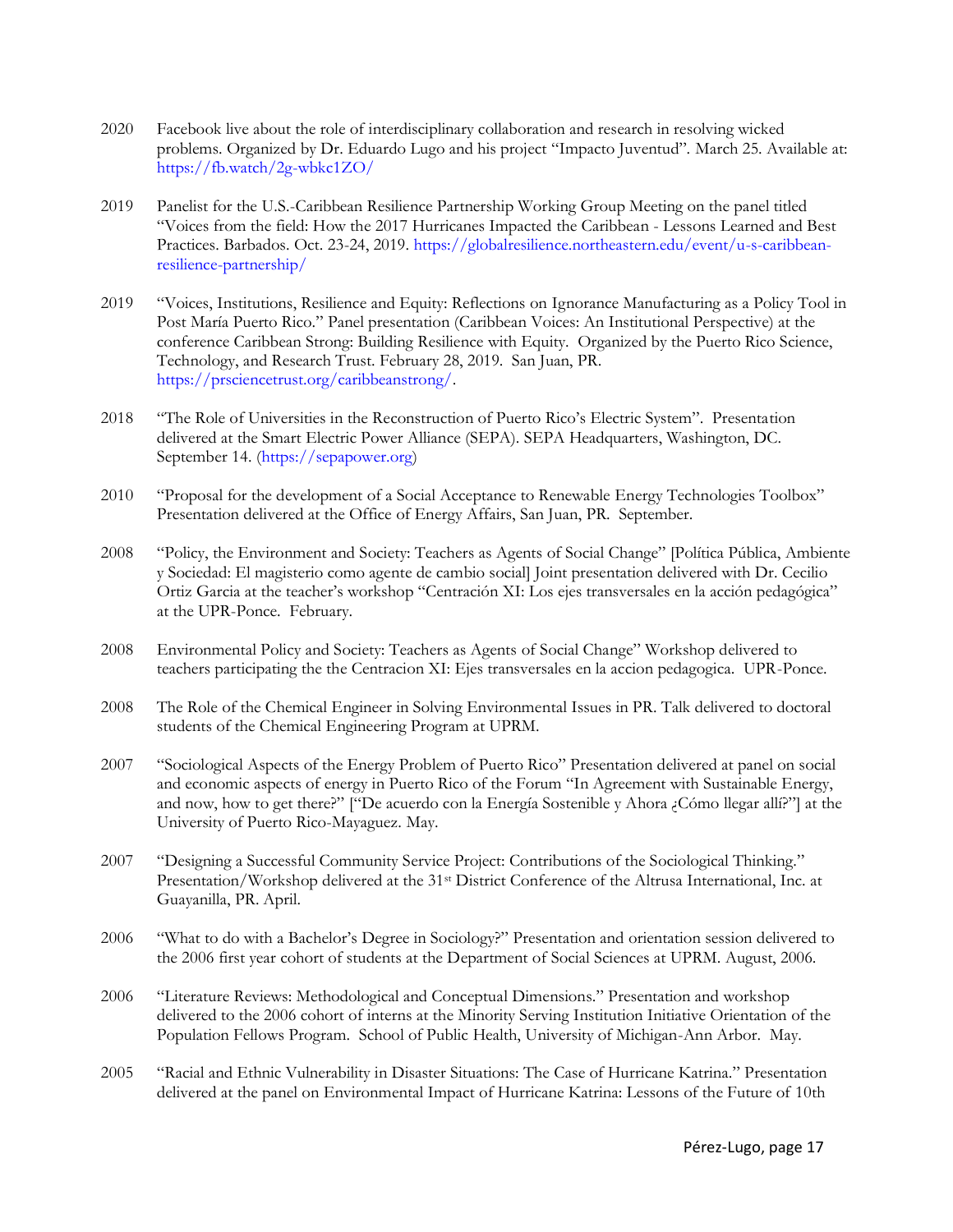2020 Facebook live about the role of interdisciplinary collaboration and research in resolving wicked problems. Organized by Dr. Eduardo Lugo and his project "Impacto Juventud". March 25. Available at: https://fb.watch/2g-wbkc1ZO/

2019 Panelist for the U.S.-Caribbean Resilience Partnership Working Group Meeting on the panel titled "Voices from the field: How the 2017 Hurricanes Impacted the Caribbean - Lessons Learned and Best Practices. Barbados. Oct. 23-24, 2019. https://globalresilience.northeastern.edu/event/u-s-caribbean-resilience-partnership/

2019 "Voices, Institutions, Resilience and Equity: Reflections on Ignorance Manufacturing as a Policy Tool in Post María Puerto Rico." Panel presentation (Caribbean Voices: An Institutional Perspective) at the conference Caribbean Strong: Building Resilience with Equity. Organized by the Puerto Rico Science, Technology, and Research Trust. February 28, 2019. San Juan, PR. https://prsciencetrust.org/caribbeanstrong/.

2018 "The Role of Universities in the Reconstruction of Puerto Rico's Electric System". Presentation delivered at the Smart Electric Power Alliance (SEPA). SEPA Headquarters, Washington, DC. September 14. (https://sepapower.org)

2010 "Proposal for the development of a Social Acceptance to Renewable Energy Technologies Toolbox" Presentation delivered at the Office of Energy Affairs, San Juan, PR. September.

2008 "Policy, the Environment and Society: Teachers as Agents of Social Change" [Política Pública, Ambiente y Sociedad: El magisterio como agente de cambio social] Joint presentation delivered with Dr. Cecilio Ortiz Garcia at the teacher's workshop "Centración XI: Los ejes transversales en la acción pedagógica" at the UPR-Ponce. February.

2008 Environmental Policy and Society: Teachers as Agents of Social Change" Workshop delivered to teachers participating the the Centracion XI: Ejes transversales en la accion pedagogica. UPR-Ponce.

2008 The Role of the Chemical Engineer in Solving Environmental Issues in PR. Talk delivered to doctoral students of the Chemical Engineering Program at UPRM.

2007 "Sociological Aspects of the Energy Problem of Puerto Rico" Presentation delivered at panel on social and economic aspects of energy in Puerto Rico of the Forum "In Agreement with Sustainable Energy, and now, how to get there?" ["De acuerdo con la Energía Sostenible y Ahora ¿Cómo llegar allí?"] at the University of Puerto Rico-Mayaguez. May.

2007 "Designing a Successful Community Service Project: Contributions of the Sociological Thinking." Presentation/Workshop delivered at the 31st District Conference of the Altrusa International, Inc. at Guayanilla, PR. April.

2006 "What to do with a Bachelor's Degree in Sociology?" Presentation and orientation session delivered to the 2006 first year cohort of students at the Department of Social Sciences at UPRM. August, 2006.

2006 "Literature Reviews: Methodological and Conceptual Dimensions." Presentation and workshop delivered to the 2006 cohort of interns at the Minority Serving Institution Initiative Orientation of the Population Fellows Program. School of Public Health, University of Michigan-Ann Arbor. May.

2005 "Racial and Ethnic Vulnerability in Disaster Situations: The Case of Hurricane Katrina." Presentation delivered at the panel on Environmental Impact of Hurricane Katrina: Lessons of the Future of 10th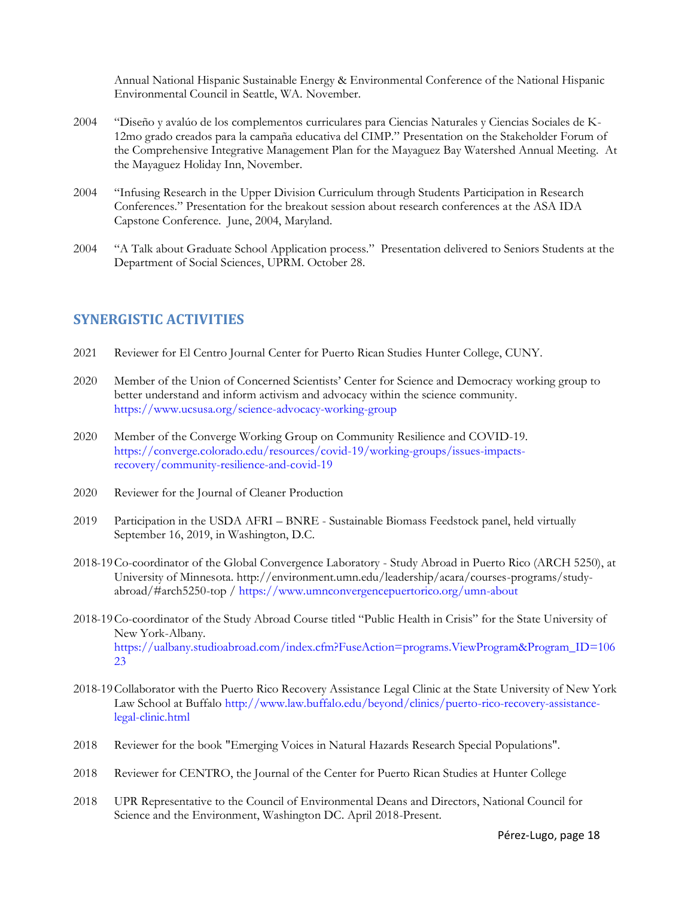Annual National Hispanic Sustainable Energy & Environmental Conference of the National Hispanic Environmental Council in Seattle, WA. November.

2004 "Diseño y avalúo de los complementos curriculares para Ciencias Naturales y Ciencias Sociales de K-12mo grado creados para la campaña educativa del CIMP." Presentation on the Stakeholder Forum of the Comprehensive Integrative Management Plan for the Mayaguez Bay Watershed Annual Meeting. At the Mayaguez Holiday Inn, November.

2004 "Infusing Research in the Upper Division Curriculum through Students Participation in Research Conferences." Presentation for the breakout session about research conferences at the ASA IDA Capstone Conference. June, 2004, Maryland.

2004 "A Talk about Graduate School Application process." Presentation delivered to Seniors Students at the Department of Social Sciences, UPRM. October 28.

## SYNERGISTIC ACTIVITIES

2021 Reviewer for El Centro Journal Center for Puerto Rican Studies Hunter College, CUNY.

2020 Member of the Union of Concerned Scientists' Center for Science and Democracy working group to better understand and inform activism and advocacy within the science community. https://www.ucsusa.org/science-advocacy-working-group

2020 Member of the Converge Working Group on Community Resilience and COVID-19. https://converge.colorado.edu/resources/covid-19/working-groups/issues-impacts-recovery/community-resilience-and-covid-19

2020 Reviewer for the Journal of Cleaner Production

2019 Participation in the USDA AFRI – BNRE - Sustainable Biomass Feedstock panel, held virtually September 16, 2019, in Washington, D.C.

2018-19 Co-coordinator of the Global Convergence Laboratory - Study Abroad in Puerto Rico (ARCH 5250), at University of Minnesota. http://environment.umn.edu/leadership/acara/courses-programs/study-abroad/#arch5250-top / https://www.umnconvergencepuertorico.org/umn-about

2018-19 Co-coordinator of the Study Abroad Course titled "Public Health in Crisis" for the State University of New York-Albany. https://ualbany.studioabroad.com/index.cfm?FuseAction=programs.ViewProgram&Program_ID=10623

2018-19 Collaborator with the Puerto Rico Recovery Assistance Legal Clinic at the State University of New York Law School at Buffalo http://www.law.buffalo.edu/beyond/clinics/puerto-rico-recovery-assistance-legal-clinic.html

2018 Reviewer for the book "Emerging Voices in Natural Hazards Research Special Populations".

2018 Reviewer for CENTRO, the Journal of the Center for Puerto Rican Studies at Hunter College

2018 UPR Representative to the Council of Environmental Deans and Directors, National Council for Science and the Environment, Washington DC. April 2018-Present.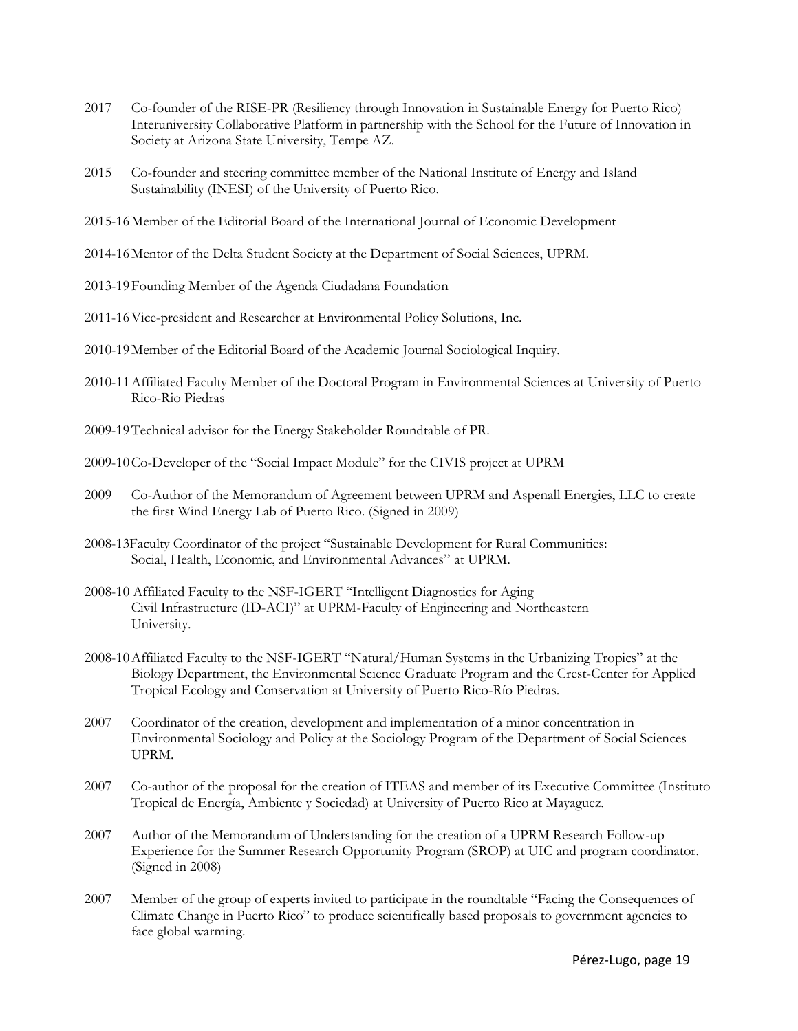2017 Co-founder of the RISE-PR (Resiliency through Innovation in Sustainable Energy for Puerto Rico) Interuniversity Collaborative Platform in partnership with the School for the Future of Innovation in Society at Arizona State University, Tempe AZ.

2015 Co-founder and steering committee member of the National Institute of Energy and Island Sustainability (INESI) of the University of Puerto Rico.

2015-16 Member of the Editorial Board of the International Journal of Economic Development

2014-16 Mentor of the Delta Student Society at the Department of Social Sciences, UPRM.

2013-19 Founding Member of the Agenda Ciudadana Foundation

2011-16 Vice-president and Researcher at Environmental Policy Solutions, Inc.

2010-19 Member of the Editorial Board of the Academic Journal Sociological Inquiry.

2010-11 Affiliated Faculty Member of the Doctoral Program in Environmental Sciences at University of Puerto Rico-Rio Piedras

2009-19 Technical advisor for the Energy Stakeholder Roundtable of PR.

2009-10 Co-Developer of the "Social Impact Module" for the CIVIS project at UPRM

2009 Co-Author of the Memorandum of Agreement between UPRM and Aspenall Energies, LLC to create the first Wind Energy Lab of Puerto Rico. (Signed in 2009)

2008-13 Faculty Coordinator of the project "Sustainable Development for Rural Communities: Social, Health, Economic, and Environmental Advances" at UPRM.

2008-10 Affiliated Faculty to the NSF-IGERT "Intelligent Diagnostics for Aging Civil Infrastructure (ID-ACI)" at UPRM-Faculty of Engineering and Northeastern University.

2008-10 Affiliated Faculty to the NSF-IGERT "Natural/Human Systems in the Urbanizing Tropics" at the Biology Department, the Environmental Science Graduate Program and the Crest-Center for Applied Tropical Ecology and Conservation at University of Puerto Rico-Río Piedras.

2007 Coordinator of the creation, development and implementation of a minor concentration in Environmental Sociology and Policy at the Sociology Program of the Department of Social Sciences UPRM.

2007 Co-author of the proposal for the creation of ITEAS and member of its Executive Committee (Instituto Tropical de Energía, Ambiente y Sociedad) at University of Puerto Rico at Mayaguez.

2007 Author of the Memorandum of Understanding for the creation of a UPRM Research Follow-up Experience for the Summer Research Opportunity Program (SROP) at UIC and program coordinator. (Signed in 2008)

2007 Member of the group of experts invited to participate in the roundtable "Facing the Consequences of Climate Change in Puerto Rico" to produce scientifically based proposals to government agencies to face global warming.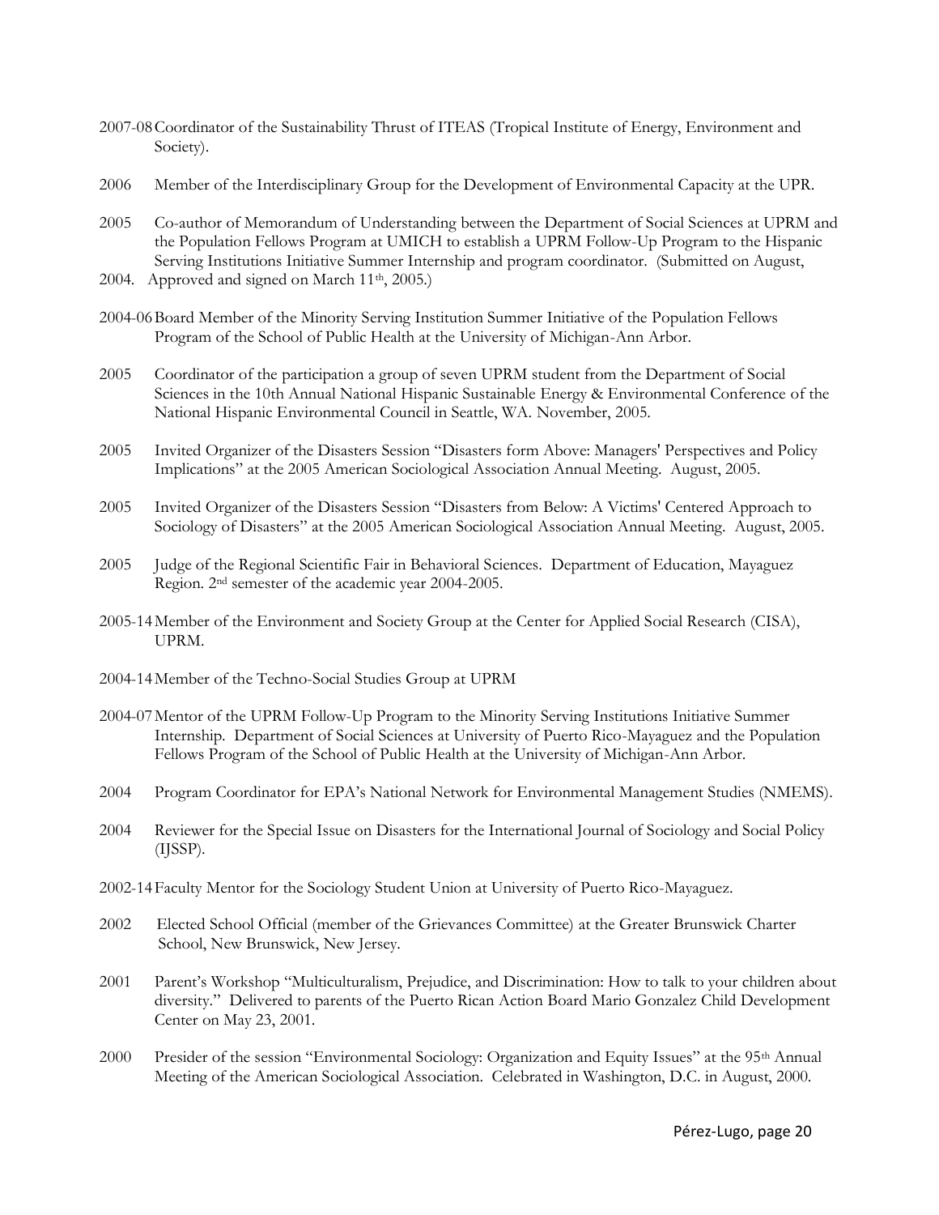2007-08 Coordinator of the Sustainability Thrust of ITEAS (Tropical Institute of Energy, Environment and Society).

2006 Member of the Interdisciplinary Group for the Development of Environmental Capacity at the UPR.

2005 Co-author of Memorandum of Understanding between the Department of Social Sciences at UPRM and the Population Fellows Program at UMICH to establish a UPRM Follow-Up Program to the Hispanic Serving Institutions Initiative Summer Internship and program coordinator. (Submitted on August, 2004. Approved and signed on March 11th, 2005.)

2004-06 Board Member of the Minority Serving Institution Summer Initiative of the Population Fellows Program of the School of Public Health at the University of Michigan-Ann Arbor.

2005 Coordinator of the participation a group of seven UPRM student from the Department of Social Sciences in the 10th Annual National Hispanic Sustainable Energy & Environmental Conference of the National Hispanic Environmental Council in Seattle, WA. November, 2005.

2005 Invited Organizer of the Disasters Session "Disasters form Above: Managers' Perspectives and Policy Implications" at the 2005 American Sociological Association Annual Meeting. August, 2005.

2005 Invited Organizer of the Disasters Session "Disasters from Below: A Victims' Centered Approach to Sociology of Disasters" at the 2005 American Sociological Association Annual Meeting. August, 2005.

2005 Judge of the Regional Scientific Fair in Behavioral Sciences. Department of Education, Mayaguez Region. 2nd semester of the academic year 2004-2005.

2005-14 Member of the Environment and Society Group at the Center for Applied Social Research (CISA), UPRM.

2004-14 Member of the Techno-Social Studies Group at UPRM

2004-07 Mentor of the UPRM Follow-Up Program to the Minority Serving Institutions Initiative Summer Internship. Department of Social Sciences at University of Puerto Rico-Mayaguez and the Population Fellows Program of the School of Public Health at the University of Michigan-Ann Arbor.

2004 Program Coordinator for EPA's National Network for Environmental Management Studies (NMEMS).

2004 Reviewer for the Special Issue on Disasters for the International Journal of Sociology and Social Policy (IJSSP).

2002-14 Faculty Mentor for the Sociology Student Union at University of Puerto Rico-Mayaguez.

2002 Elected School Official (member of the Grievances Committee) at the Greater Brunswick Charter School, New Brunswick, New Jersey.

2001 Parent's Workshop "Multiculturalism, Prejudice, and Discrimination: How to talk to your children about diversity." Delivered to parents of the Puerto Rican Action Board Mario Gonzalez Child Development Center on May 23, 2001.

2000 Presider of the session "Environmental Sociology: Organization and Equity Issues" at the 95th Annual Meeting of the American Sociological Association. Celebrated in Washington, D.C. in August, 2000.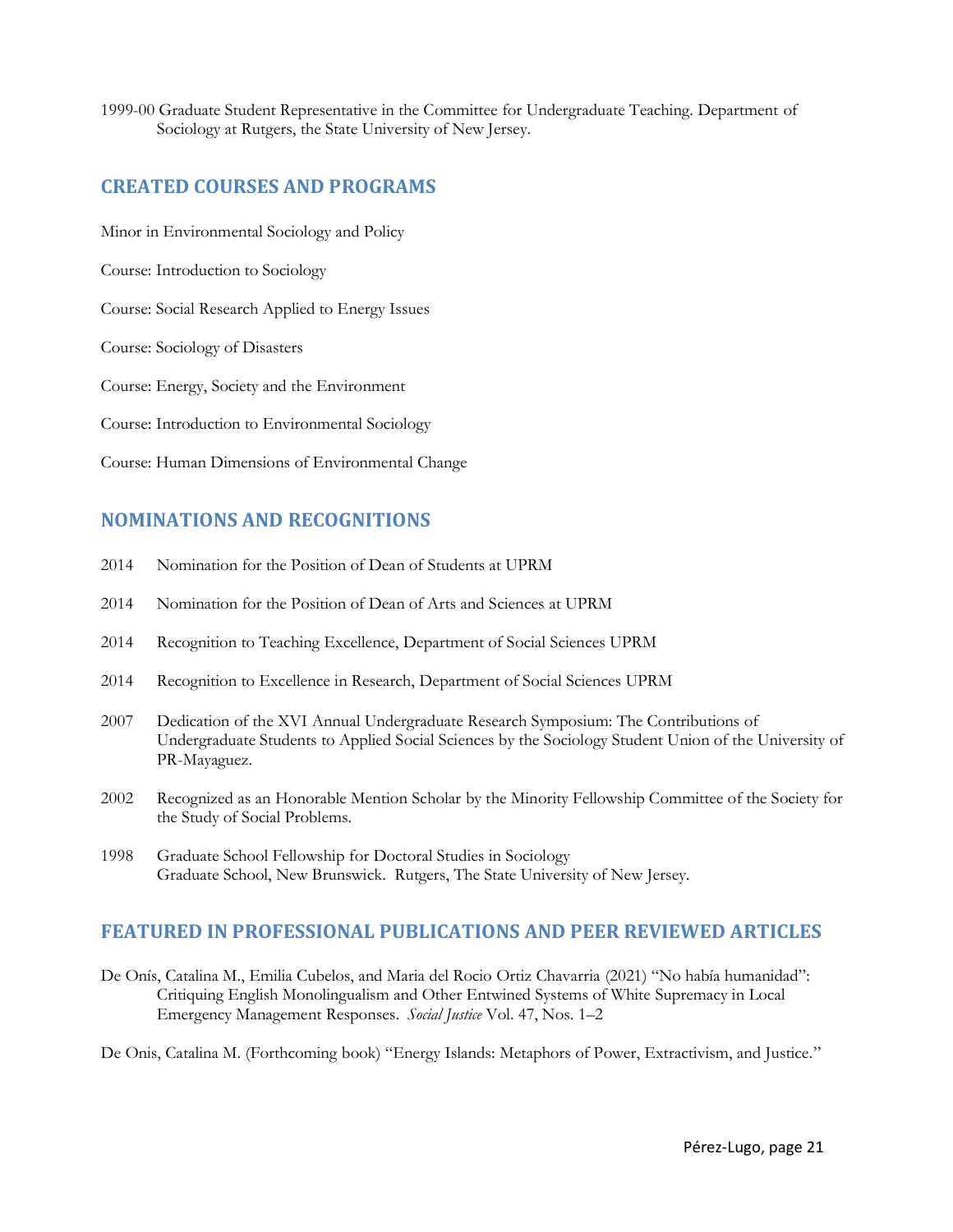1999-00 Graduate Student Representative in the Committee for Undergraduate Teaching. Department of Sociology at Rutgers, the State University of New Jersey.

## CREATED COURSES AND PROGRAMS

Minor in Environmental Sociology and Policy

Course: Introduction to Sociology

Course: Social Research Applied to Energy Issues

Course: Sociology of Disasters

Course: Energy, Society and the Environment

Course: Introduction to Environmental Sociology

Course: Human Dimensions of Environmental Change

## NOMINATIONS AND RECOGNITIONS

2014 Nomination for the Position of Dean of Students at UPRM

2014 Nomination for the Position of Dean of Arts and Sciences at UPRM

2014 Recognition to Teaching Excellence, Department of Social Sciences UPRM

2014 Recognition to Excellence in Research, Department of Social Sciences UPRM

2007 Dedication of the XVI Annual Undergraduate Research Symposium: The Contributions of Undergraduate Students to Applied Social Sciences by the Sociology Student Union of the University of PR-Mayaguez.

2002 Recognized as an Honorable Mention Scholar by the Minority Fellowship Committee of the Society for the Study of Social Problems.

1998 Graduate School Fellowship for Doctoral Studies in Sociology
Graduate School, New Brunswick. Rutgers, The State University of New Jersey.

## FEATURED IN PROFESSIONAL PUBLICATIONS AND PEER REVIEWED ARTICLES

De Onís, Catalina M., Emilia Cubelos, and Maria del Rocio Ortiz Chavarria (2021) "No había humanidad": Critiquing English Monolingualism and Other Entwined Systems of White Supremacy in Local Emergency Management Responses. *Social Justice* Vol. 47, Nos. 1–2

De Onis, Catalina M. (Forthcoming book) "Energy Islands: Metaphors of Power, Extractivism, and Justice."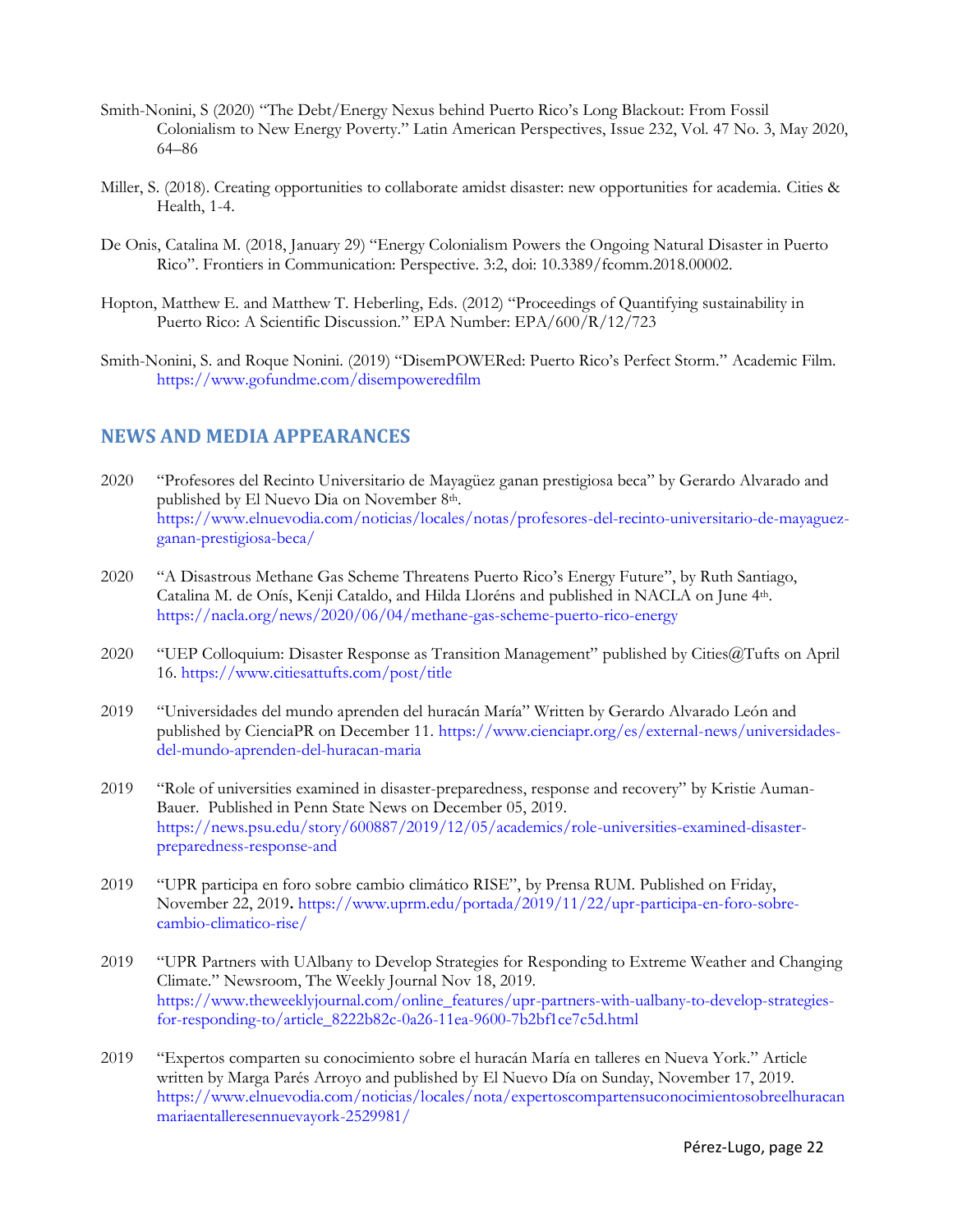Smith-Nonini, S (2020) "The Debt/Energy Nexus behind Puerto Rico's Long Blackout: From Fossil Colonialism to New Energy Poverty." Latin American Perspectives, Issue 232, Vol. 47 No. 3, May 2020, 64–86

Miller, S. (2018). Creating opportunities to collaborate amidst disaster: new opportunities for academia. Cities & Health, 1-4.

De Onis, Catalina M. (2018, January 29) "Energy Colonialism Powers the Ongoing Natural Disaster in Puerto Rico". Frontiers in Communication: Perspective. 3:2, doi: 10.3389/fcomm.2018.00002.

Hopton, Matthew E. and Matthew T. Heberling, Eds. (2012) "Proceedings of Quantifying sustainability in Puerto Rico: A Scientific Discussion." EPA Number: EPA/600/R/12/723

Smith-Nonini, S. and Roque Nonini. (2019) "DisemPOWERed: Puerto Rico's Perfect Storm." Academic Film. https://www.gofundme.com/disempoweredfilm

## NEWS AND MEDIA APPEARANCES

2020 "Profesores del Recinto Universitario de Mayagüez ganan prestigiosa beca" by Gerardo Alvarado and published by El Nuevo Dia on November 8th. https://www.elnuevodia.com/noticias/locales/notas/profesores-del-recinto-universitario-de-mayaguez-ganan-prestigiosa-beca/

2020 "A Disastrous Methane Gas Scheme Threatens Puerto Rico's Energy Future", by Ruth Santiago, Catalina M. de Onís, Kenji Cataldo, and Hilda Lloréns and published in NACLA on June 4th. https://nacla.org/news/2020/06/04/methane-gas-scheme-puerto-rico-energy

2020 "UEP Colloquium: Disaster Response as Transition Management" published by Cities@Tufts on April 16. https://www.citiesattufts.com/post/title

2019 "Universidades del mundo aprenden del huracán María" Written by Gerardo Alvarado León and published by CienciaPR on December 11. https://www.cienciapr.org/es/external-news/universidades-del-mundo-aprenden-del-huracan-maria

2019 "Role of universities examined in disaster-preparedness, response and recovery" by Kristie Auman-Bauer. Published in Penn State News on December 05, 2019. https://news.psu.edu/story/600887/2019/12/05/academics/role-universities-examined-disaster-preparedness-response-and

2019 "UPR participa en foro sobre cambio climático RISE", by Prensa RUM. Published on Friday, November 22, 2019. https://www.uprm.edu/portada/2019/11/22/upr-participa-en-foro-sobre-cambio-climatico-rise/

2019 "UPR Partners with UAlbany to Develop Strategies for Responding to Extreme Weather and Changing Climate." Newsroom, The Weekly Journal Nov 18, 2019. https://www.theweeklyjournal.com/online_features/upr-partners-with-ualbany-to-develop-strategies-for-responding-to/article_8222b82c-0a26-11ea-9600-7b2bf1ce7c5d.html

2019 "Expertos comparten su conocimiento sobre el huracán María en talleres en Nueva York." Article written by Marga Parés Arroyo and published by El Nuevo Día on Sunday, November 17, 2019. https://www.elnuevodia.com/noticias/locales/nota/expertoscompartensuconocimientosobreelhuracanmariaentalleresennuevayork-2529981/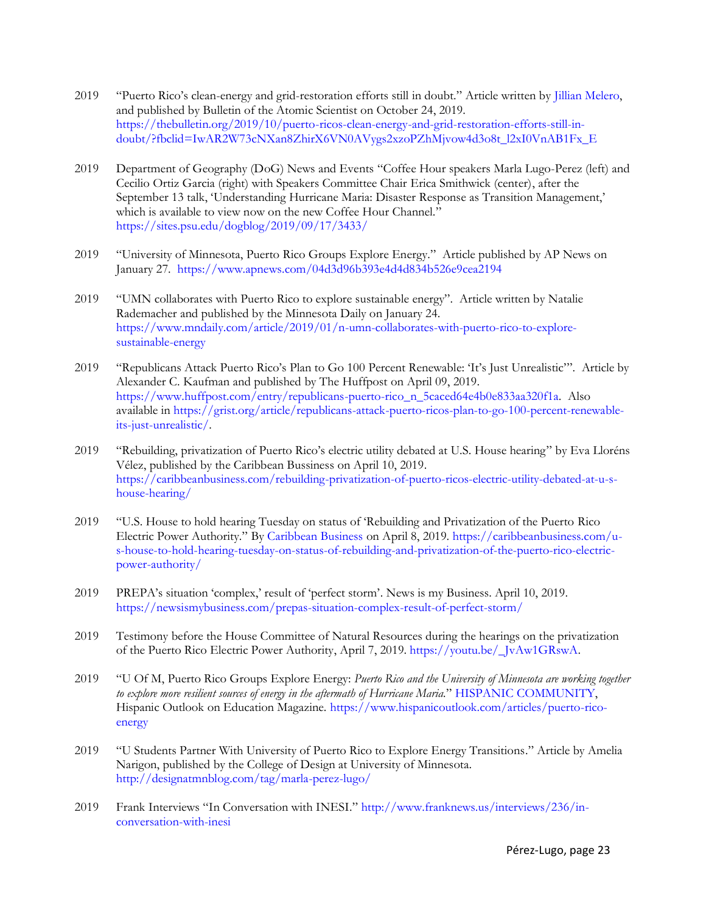2019 "Puerto Rico's clean-energy and grid-restoration efforts still in doubt." Article written by Jillian Melero, and published by Bulletin of the Atomic Scientist on October 24, 2019. https://thebulletin.org/2019/10/puerto-ricos-clean-energy-and-grid-restoration-efforts-still-in-doubt/?fbclid=IwAR2W73cNXan8ZhirX6VN0AVygs2xzoPZhMjvow4d3o8t_l2xI0VnAB1Fx_E

2019 Department of Geography (DoG) News and Events "Coffee Hour speakers Marla Lugo-Perez (left) and Cecilio Ortiz Garcia (right) with Speakers Committee Chair Erica Smithwick (center), after the September 13 talk, 'Understanding Hurricane Maria: Disaster Response as Transition Management,' which is available to view now on the new Coffee Hour Channel." https://sites.psu.edu/dogblog/2019/09/17/3433/

2019 "University of Minnesota, Puerto Rico Groups Explore Energy." Article published by AP News on January 27. https://www.apnews.com/04d3d96b393e4d4d834b526e9cea2194

2019 "UMN collaborates with Puerto Rico to explore sustainable energy". Article written by Natalie Rademacher and published by the Minnesota Daily on January 24. https://www.mndaily.com/article/2019/01/n-umn-collaborates-with-puerto-rico-to-explore-sustainable-energy

2019 "Republicans Attack Puerto Rico's Plan to Go 100 Percent Renewable: 'It's Just Unrealistic'". Article by Alexander C. Kaufman and published by The Huffpost on April 09, 2019. https://www.huffpost.com/entry/republicans-puerto-rico_n_5caced64e4b0e833aa320f1a. Also available in https://grist.org/article/republicans-attack-puerto-ricos-plan-to-go-100-percent-renewable-its-just-unrealistic/.

2019 "Rebuilding, privatization of Puerto Rico's electric utility debated at U.S. House hearing" by Eva Lloréns Vélez, published by the Caribbean Bussiness on April 10, 2019. https://caribbeanbusiness.com/rebuilding-privatization-of-puerto-ricos-electric-utility-debated-at-u-s-house-hearing/

2019 "U.S. House to hold hearing Tuesday on status of 'Rebuilding and Privatization of the Puerto Rico Electric Power Authority." By Caribbean Business on April 8, 2019. https://caribbeanbusiness.com/u-s-house-to-hold-hearing-tuesday-on-status-of-rebuilding-and-privatization-of-the-puerto-rico-electric-power-authority/

2019 PREPA's situation 'complex,' result of 'perfect storm'. News is my Business. April 10, 2019. https://newsismybusiness.com/prepas-situation-complex-result-of-perfect-storm/

2019 Testimony before the House Committee of Natural Resources during the hearings on the privatization of the Puerto Rico Electric Power Authority, April 7, 2019. https://youtu.be/_JvAw1GRswA.

2019 "U Of M, Puerto Rico Groups Explore Energy: *Puerto Rico and the University of Minnesota are working together to explore more resilient sources of energy in the aftermath of Hurricane Maria.*" HISPANIC COMMUNITY, Hispanic Outlook on Education Magazine. https://www.hispanicoutlook.com/articles/puerto-rico-energy

2019 "U Students Partner With University of Puerto Rico to Explore Energy Transitions." Article by Amelia Narigon, published by the College of Design at University of Minnesota. http://designatmnblog.com/tag/marla-perez-lugo/

2019 Frank Interviews "In Conversation with INESI." http://www.franknews.us/interviews/236/in-conversation-with-inesi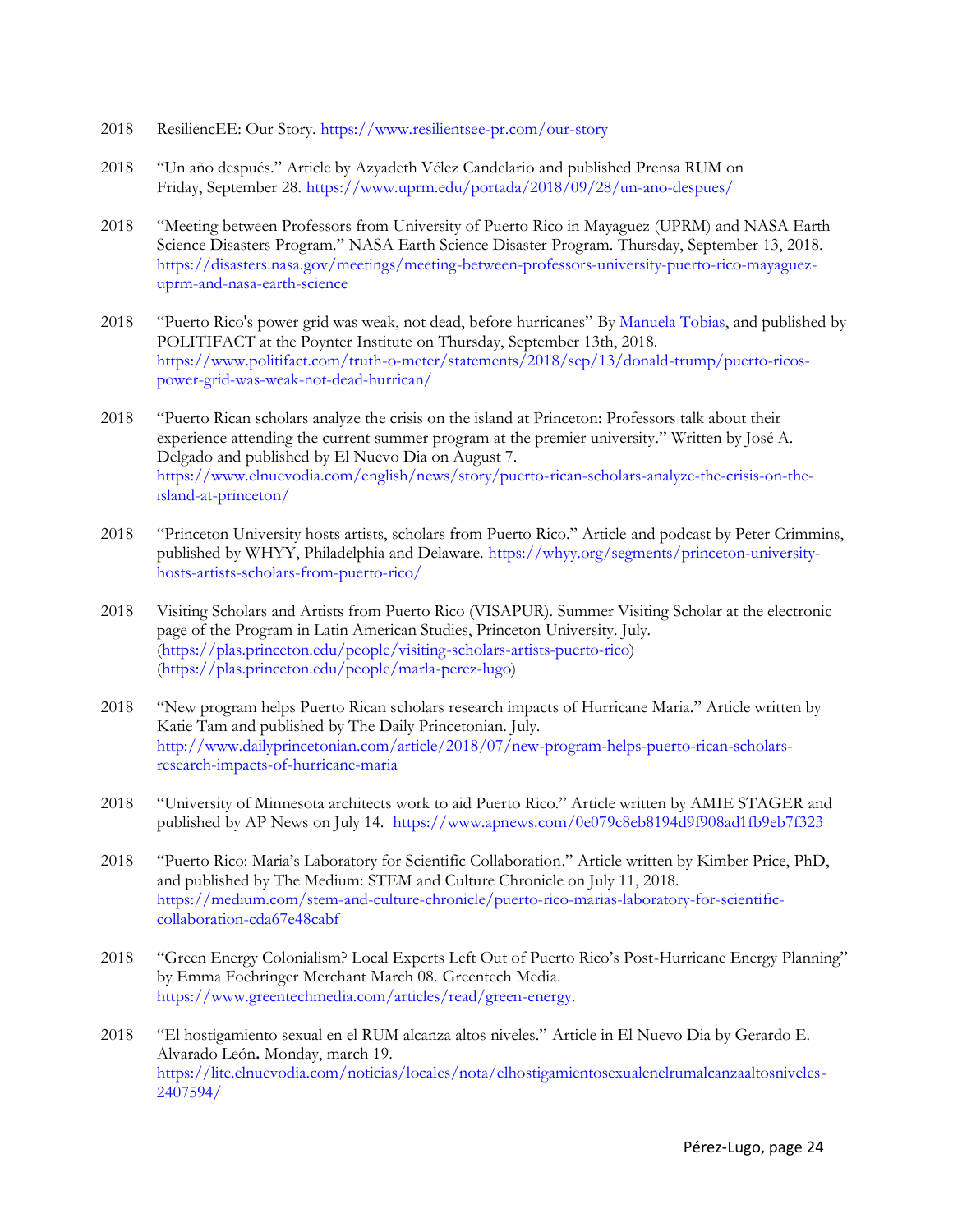2018 ResiliencEE: Our Story. https://www.resilientsee-pr.com/our-story

2018 "Un año después." Article by Azyadeth Vélez Candelario and published Prensa RUM on Friday, September 28. https://www.uprm.edu/portada/2018/09/28/un-ano-despues/

2018 "Meeting between Professors from University of Puerto Rico in Mayaguez (UPRM) and NASA Earth Science Disasters Program." NASA Earth Science Disaster Program. Thursday, September 13, 2018. https://disasters.nasa.gov/meetings/meeting-between-professors-university-puerto-rico-mayaguez-uprm-and-nasa-earth-science

2018 "Puerto Rico's power grid was weak, not dead, before hurricanes" By Manuela Tobias, and published by POLITIFACT at the Poynter Institute on Thursday, September 13th, 2018. https://www.politifact.com/truth-o-meter/statements/2018/sep/13/donald-trump/puerto-ricos-power-grid-was-weak-not-dead-hurrican/

2018 "Puerto Rican scholars analyze the crisis on the island at Princeton: Professors talk about their experience attending the current summer program at the premier university." Written by José A. Delgado and published by El Nuevo Dia on August 7. https://www.elnuevodia.com/english/news/story/puerto-rican-scholars-analyze-the-crisis-on-the-island-at-princeton/

2018 "Princeton University hosts artists, scholars from Puerto Rico." Article and podcast by Peter Crimmins, published by WHYY, Philadelphia and Delaware. https://whyy.org/segments/princeton-university-hosts-artists-scholars-from-puerto-rico/

2018 Visiting Scholars and Artists from Puerto Rico (VISAPUR). Summer Visiting Scholar at the electronic page of the Program in Latin American Studies, Princeton University. July. (https://plas.princeton.edu/people/visiting-scholars-artists-puerto-rico) (https://plas.princeton.edu/people/marla-perez-lugo)

2018 "New program helps Puerto Rican scholars research impacts of Hurricane Maria." Article written by Katie Tam and published by The Daily Princetonian. July. http://www.dailyprincetonian.com/article/2018/07/new-program-helps-puerto-rican-scholars-research-impacts-of-hurricane-maria

2018 "University of Minnesota architects work to aid Puerto Rico." Article written by AMIE STAGER and published by AP News on July 14. https://www.apnews.com/0e079c8eb8194d9f908ad1fb9eb7f323

2018 "Puerto Rico: Maria's Laboratory for Scientific Collaboration." Article written by Kimber Price, PhD, and published by The Medium: STEM and Culture Chronicle on July 11, 2018. https://medium.com/stem-and-culture-chronicle/puerto-rico-marias-laboratory-for-scientific-collaboration-cda67e48cabf

2018 "Green Energy Colonialism? Local Experts Left Out of Puerto Rico's Post-Hurricane Energy Planning" by Emma Foehringer Merchant March 08. Greentech Media. https://www.greentechmedia.com/articles/read/green-energy.

2018 "El hostigamiento sexual en el RUM alcanza altos niveles." Article in El Nuevo Dia by Gerardo E. Alvarado León**.** Monday, march 19. https://lite.elnuevodia.com/noticias/locales/nota/elhostigamientosexualenelrumalcanzaaltosniveles-2407594/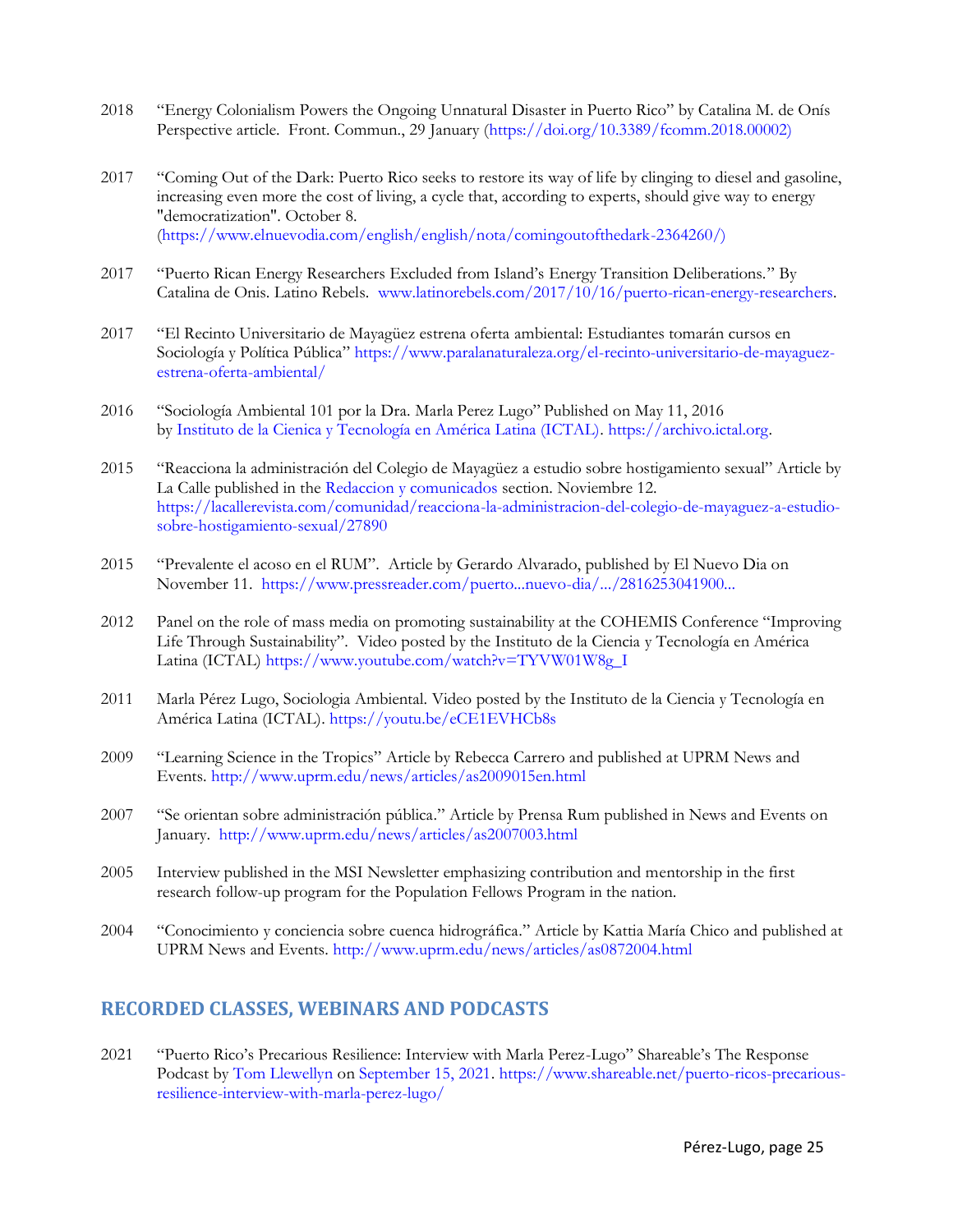2018 "Energy Colonialism Powers the Ongoing Unnatural Disaster in Puerto Rico" by Catalina M. de Onís Perspective article. Front. Commun., 29 January (https://doi.org/10.3389/fcomm.2018.00002)

2017 "Coming Out of the Dark: Puerto Rico seeks to restore its way of life by clinging to diesel and gasoline, increasing even more the cost of living, a cycle that, according to experts, should give way to energy "democratization". October 8. (https://www.elnuevodia.com/english/english/nota/comingoutofthedark-2364260/)

2017 "Puerto Rican Energy Researchers Excluded from Island's Energy Transition Deliberations." By Catalina de Onis. Latino Rebels. www.latinorebels.com/2017/10/16/puerto-rican-energy-researchers.

2017 "El Recinto Universitario de Mayagüez estrena oferta ambiental: Estudiantes tomarán cursos en Sociología y Política Pública" https://www.paralanaturaleza.org/el-recinto-universitario-de-mayaguez-estrena-oferta-ambiental/

2016 "Sociología Ambiental 101 por la Dra. Marla Perez Lugo" Published on May 11, 2016 by Instituto de la Cienica y Tecnología en América Latina (ICTAL). https://archivo.ictal.org.

2015 "Reacciona la administración del Colegio de Mayagüez a estudio sobre hostigamiento sexual" Article by La Calle published in the Redaccion y comunicados section. Noviembre 12. https://lacallerevista.com/comunidad/reacciona-la-administracion-del-colegio-de-mayaguez-a-estudio-sobre-hostigamiento-sexual/27890

2015 "Prevalente el acoso en el RUM". Article by Gerardo Alvarado, published by El Nuevo Dia on November 11. https://www.pressreader.com/puerto...nuevo-dia/.../2816253041900...

2012 Panel on the role of mass media on promoting sustainability at the COHEMIS Conference "Improving Life Through Sustainability". Video posted by the Instituto de la Ciencia y Tecnología en América Latina (ICTAL) https://www.youtube.com/watch?v=TYVW01W8g_I

2011 Marla Pérez Lugo, Sociologia Ambiental. Video posted by the Instituto de la Ciencia y Tecnología en América Latina (ICTAL). https://youtu.be/eCE1EVHCb8s

2009 "Learning Science in the Tropics" Article by Rebecca Carrero and published at UPRM News and Events. http://www.uprm.edu/news/articles/as2009015en.html

2007 "Se orientan sobre administración pública." Article by Prensa Rum published in News and Events on January. http://www.uprm.edu/news/articles/as2007003.html

2005 Interview published in the MSI Newsletter emphasizing contribution and mentorship in the first research follow-up program for the Population Fellows Program in the nation.

2004 "Conocimiento y conciencia sobre cuenca hidrográfica." Article by Kattia María Chico and published at UPRM News and Events. http://www.uprm.edu/news/articles/as0872004.html

## RECORDED CLASSES, WEBINARS AND PODCASTS

2021 "Puerto Rico's Precarious Resilience: Interview with Marla Perez-Lugo" Shareable's The Response Podcast by Tom Llewellyn on September 15, 2021. https://www.shareable.net/puerto-ricos-precarious-resilience-interview-with-marla-perez-lugo/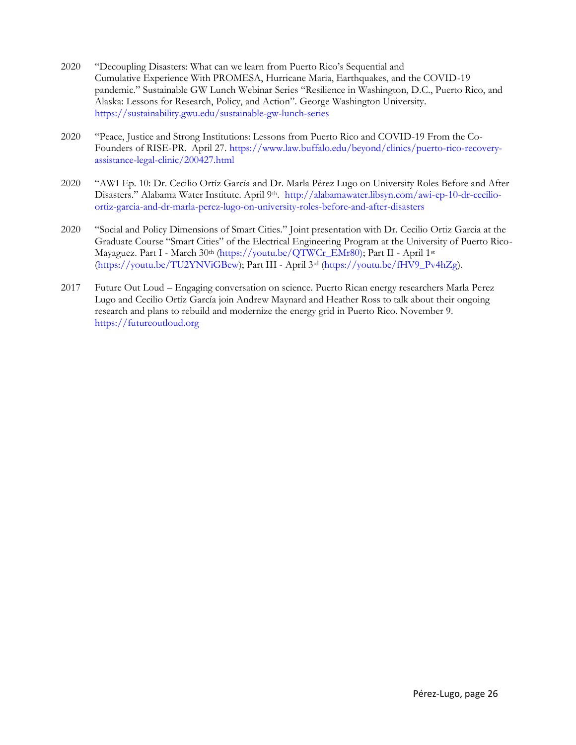2020 "Decoupling Disasters: What can we learn from Puerto Rico's Sequential and Cumulative Experience With PROMESA, Hurricane Maria, Earthquakes, and the COVID-19 pandemic." Sustainable GW Lunch Webinar Series "Resilience in Washington, D.C., Puerto Rico, and Alaska: Lessons for Research, Policy, and Action". George Washington University. https://sustainability.gwu.edu/sustainable-gw-lunch-series

2020 "Peace, Justice and Strong Institutions: Lessons from Puerto Rico and COVID-19 From the Co-Founders of RISE-PR. April 27. https://www.law.buffalo.edu/beyond/clinics/puerto-rico-recovery-assistance-legal-clinic/200427.html

2020 "AWI Ep. 10: Dr. Cecilio Ortíz García and Dr. Marla Pérez Lugo on University Roles Before and After Disasters." Alabama Water Institute. April 9th. http://alabamawater.libsyn.com/awi-ep-10-dr-cecilio-ortiz-garcia-and-dr-marla-perez-lugo-on-university-roles-before-and-after-disasters

2020 "Social and Policy Dimensions of Smart Cities." Joint presentation with Dr. Cecilio Ortiz Garcia at the Graduate Course "Smart Cities" of the Electrical Engineering Program at the University of Puerto Rico-Mayaguez. Part I - March 30th (https://youtu.be/QTWCr_EMr80); Part II - April 1st (https://youtu.be/TU2YNViGBew); Part III - April 3rd (https://youtu.be/fHV9_Pv4hZg).

2017 Future Out Loud – Engaging conversation on science. Puerto Rican energy researchers Marla Perez Lugo and Cecilio Ortíz García join Andrew Maynard and Heather Ross to talk about their ongoing research and plans to rebuild and modernize the energy grid in Puerto Rico. November 9. https://futureoutloud.org